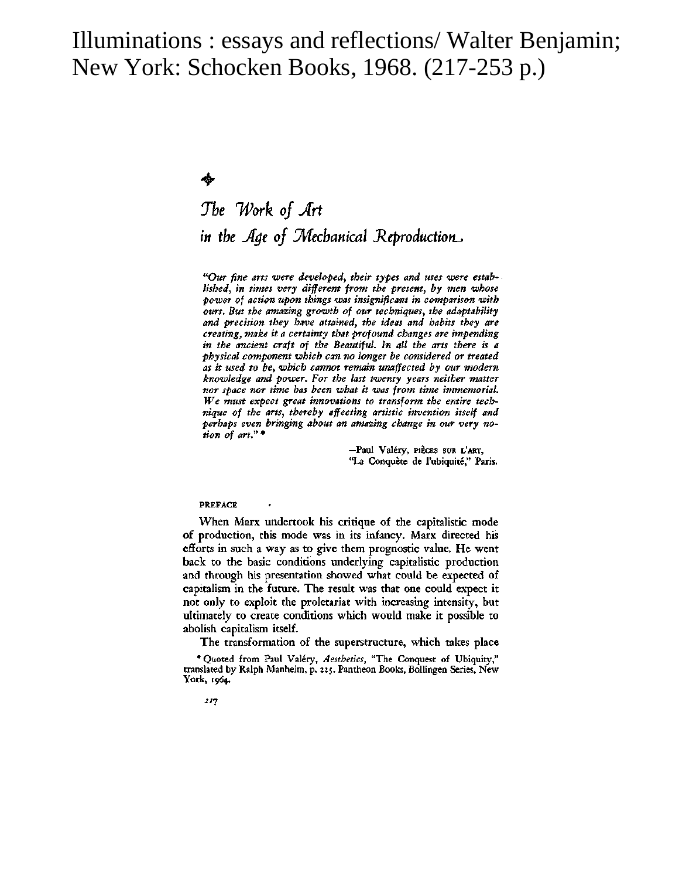Illuminations : essays and reflections/ Walter Benjamin; New York: Schocken Books, 1968. (217-253 p.)

# The Work of Art in the Age of Mechanical Reproduction

*"Our fine arts were developed, their types and uses were established, in times very different from the present, by men whose power of action upon things was insignificant in comparison with ours. But the amazing growth of our techniques, the adaptability and precision they have attained, the ideas and habits they are creating, make it a certainty that profound changes are impending in the ancient craft of the Beautiful. In all the arts there is a physical component which can no longer be considered or treated as it used to be, which cannot remain unaffected by our modern knowledge and power. For the last twenty years neither matter nor space nor time has been what it was from time immemorial. We must expect great innovations to transform the entire technique of the arts, thereby affecting artistic invention itself and perhaps even bringing about an amazing change in our very notion of art."* *

—Paul Valéry, PIÈCES SUR L'ART, "La Conquète de l'ubiquité," Paris.

PREFACE

When Marx undertook his critique of the capitalistic mode of production, this mode was in its infancy. Marx directed his efforts in such a way as to give them prognostic value. He went back to the basic conditions underlying capitalistic production and through his presentation showed what could be expected of capitalism in the future. The result was that one could expect it not only to exploit the proletariat with increasing intensity, but ultimately to create conditions which would make it possible to abolish capitalism itself.

The transformation of the superstructure, which takes place

* Quoted from Paul Valéry, *Aesthetics*, "The Conquest of Ubiquity," translated by Ralph Manheim, p. 225. Pantheon Books, Bollingen Series, New York, 1964.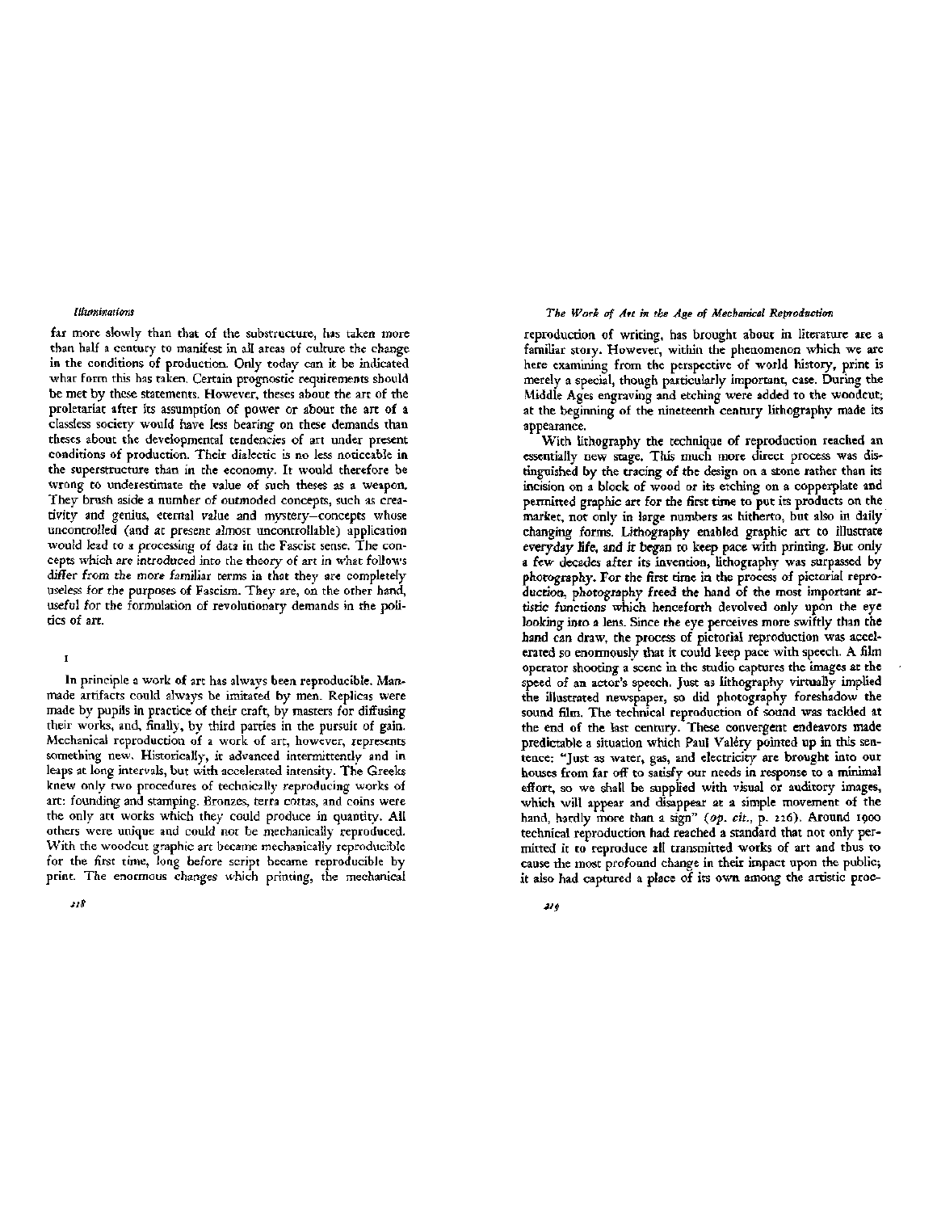far more slowly than that of the substructure, has taken more than half a century to manifest in all areas of culture the change in the conditions of production. Only today can it be indicated what form this has taken. Certain prognostic requirements should be met by these statements. However, theses about the art of the proletariat after its assumption of power or about the art of a classless society would have less bearing on these demands than theses about the developmental tendencies of art under present conditions of production. Their dialectic is no less noticeable in the superstructure than in the economy. It would therefore be wrong to underestimate the value of such theses as a weapon. They brush aside a number of outmoded concepts, such as creativity and genius, eternal value and mystery—concepts whose uncontrolled (and at present almost uncontrollable) application would lead to a processing of data in the Fascist sense. The concepts which are introduced into the theory of art in what follows differ from the more familiar terms in that they are completely useless for the purposes of Fascism. They are, on the other hand, useful for the formulation of revolutionary demands in the politics of art.

## I

In principle a work of art has always been reproducible. Manmade artifacts could always be imitated by men. Replicas were made by pupils in practice of their craft, by masters for diffusing their works, and, finally, by third parties in the pursuit of gain. Mechanical reproduction of a work of art, however, represents something new. Historically, it advanced intermittently and in leaps at long intervals, but with accelerated intensity. The Greeks knew only two procedures of technically reproducing works of art: founding and stamping. Bronzes, terra cottas, and coins were the only art works which they could produce in quantity. All others were unique and could not be mechanically reproduced. With the woodcut graphic art became mechanically reproducible for the first time, long before script became reproducible by print. The enormous changes which printing, the mechanical reproduction of writing, has brought about in literature are a familiar story. However, within the phenomenon which we are here examining from the perspective of world history, print is merely a special, though particularly important, case. During the Middle Ages engraving and etching were added to the woodcut; at the beginning of the nineteenth century lithography made its appearance.

With lithography the technique of reproduction reached an essentially new stage. This much more direct process was distinguished by the tracing of the design on a stone rather than its incision on a block of wood or its etching on a copperplate and permitted graphic art for the first time to put its products on the market, not only in large numbers as hitherto, but also in daily changing forms. Lithography enabled graphic art to illustrate everyday life, and it began to keep pace with printing. But only a few decades after its invention, lithography was surpassed by photography. For the first time in the process of pictorial reproduction, photography freed the hand of the most important artistic functions which henceforth devolved only upon the eye looking into a lens. Since the eye perceives more swiftly than the hand can draw, the process of pictorial reproduction was accelerated so enormously that it could keep pace with speech. A film operator shooting a scene in the studio captures the images at the speed of an actor's speech. Just as lithography virtually implied the illustrated newspaper, so did photography foreshadow the sound film. The technical reproduction of sound was tackled at the end of the last century. These convergent endeavors made predictable a situation which Paul Valéry pointed up in this sentence: "Just as water, gas, and electricity are brought into our houses from far off to satisfy our needs in response to a minimal effort, so we shall be supplied with visual or auditory images, which will appear and disappear at a simple movement of the hand, hardly more than a sign" (*op. cit.*, p. 226). Around 1900 technical reproduction had reached a standard that not only permitted it to reproduce all transmitted works of art and thus to cause the most profound change in their impact upon the public; it also had captured a place of its own among the artistic proc-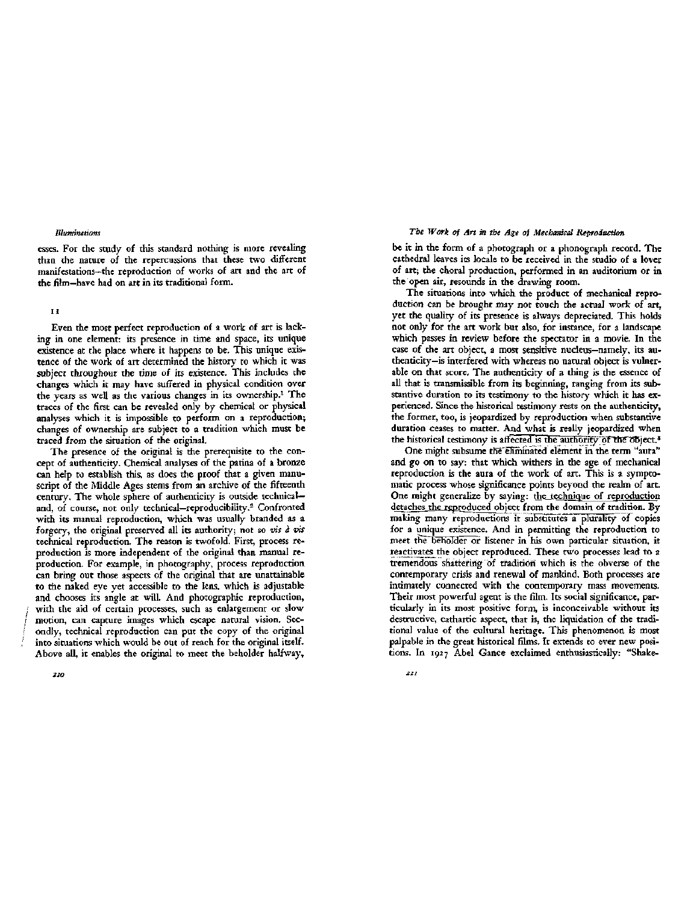esses. For the study of this standard nothing is more revealing than the nature of the repercussions that these two different manifestations—the reproduction of works of art and the art of the film—have had on art in its traditional form.

## II

Even the most perfect reproduction of a work of art is lacking in one element: its presence in time and space, its unique existence at the place where it happens to be. This unique existence of the work of art determined the history to which it was subject throughout the time of its existence. This includes the changes which it may have suffered in physical condition over the years as well as the various changes in its ownership.[1] The traces of the first can be revealed only by chemical or physical analyses which it is impossible to perform on a reproduction; changes of ownership are subject to a tradition which must be traced from the situation of the original.

The presence of the original is the prerequisite to the concept of authenticity. Chemical analyses of the patina of a bronze can help to establish this, as does the proof that a given manuscript of the Middle Ages stems from an archive of the fifteenth century. The whole sphere of authenticity is outside technical—and, of course, not only technical—reproducibility.[2] Confronted with its manual reproduction, which was usually branded as a forgery, the original preserved all its authority; not so *vis à vis* technical reproduction. The reason is twofold. First, process reproduction is more independent of the original than manual reproduction. For example, in photography, process reproduction can bring out those aspects of the original that are unattainable to the naked eye yet accessible to the lens, which is adjustable and chooses its angle at will. And photographic reproduction, with the aid of certain processes, such as enlargement or slow motion, can capture images which escape natural vision. Secondly, technical reproduction can put the copy of the original into situations which would be out of reach for the original itself. Above all, it enables the original to meet the beholder halfway, be it in the form of a photograph or a phonograph record. The cathedral leaves its locale to be received in the studio of a lover of art; the choral production, performed in an auditorium or in the open air, resounds in the drawing room.

The situations into which the product of mechanical reproduction can be brought may not touch the actual work of art, yet the quality of its presence is always depreciated. This holds not only for the art work but also, for instance, for a landscape which passes in review before the spectator in a movie. In the case of the art object, a most sensitive nucleus—namely, its authenticity—is interfered with whereas no natural object is vulnerable on that score. The authenticity of a thing is the essence of all that is transmissible from its beginning, ranging from its substantive duration to its testimony to the history which it has experienced. Since the historical testimony rests on the authenticity, the former, too, is jeopardized by reproduction when substantive duration ceases to matter. And what is really jeopardized when the historical testimony is affected is the authority of the object.[3]

One might subsume the eliminated element in the term "aura" and go on to say: that which withers in the age of mechanical reproduction is the aura of the work of art. This is a symptomatic process whose significance points beyond the realm of art. One might generalize by saying: the technique of reproduction detaches the reproduced object from the domain of tradition. By making many reproductions it substitutes a plurality of copies for a unique existence. And in permitting the reproduction to meet the beholder or listener in his own particular situation, it reactivates the object reproduced. These two processes lead to a tremendous shattering of tradition which is the obverse of the contemporary crisis and renewal of mankind. Both processes are intimately connected with the contemporary mass movements. Their most powerful agent is the film. Its social significance, particularly in its most positive form, is inconceivable without its destructive, cathartic aspect, that is, the liquidation of the traditional value of the cultural heritage. This phenomenon is most palpable in the great historical films. It extends to ever new positions. In 1927 Abel Gance exclaimed enthusiastically: "Shake-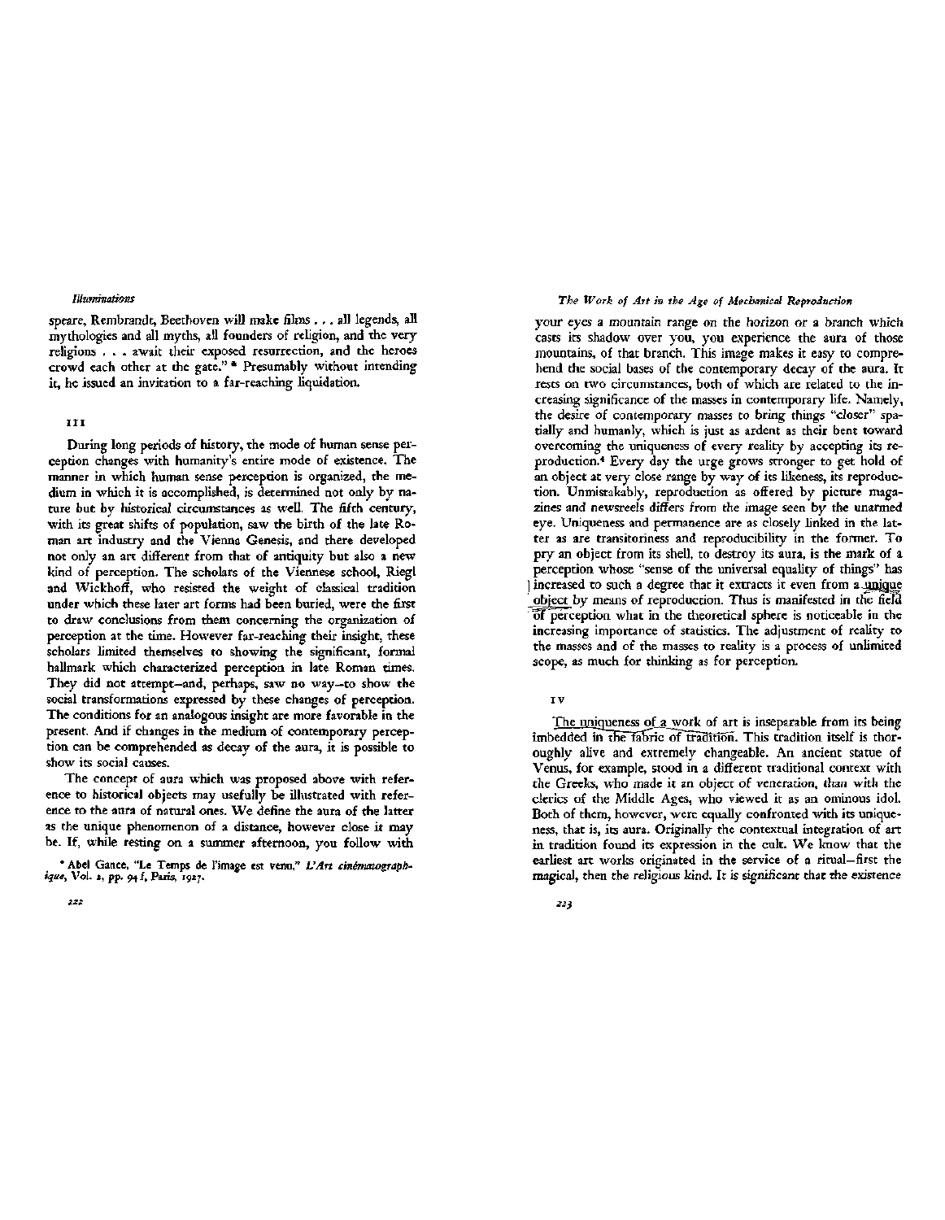speare, Rembrandt, Beethoven will make films . . . all legends, all mythologies and all myths, all founders of religion, and the very religions . . . await their exposed resurrection, and the heroes crowd each other at the gate." * Presumably without intending it, he issued an invitation to a far-reaching liquidation.

## III

During long periods of history, the mode of human sense perception changes with humanity's entire mode of existence. The manner in which human sense perception is organized, the medium in which it is accomplished, is determined not only by nature but by historical circumstances as well. The fifth century, with its great shifts of population, saw the birth of the late Roman art industry and the Vienna Genesis, and there developed not only an art different from that of antiquity but also a new kind of perception. The scholars of the Viennese school, Riegl and Wickhoff, who resisted the weight of classical tradition under which these later art forms had been buried, were the first to draw conclusions from them concerning the organization of perception at the time. However far-reaching their insight, these scholars limited themselves to showing the significant, formal hallmark which characterized perception in late Roman times. They did not attempt—and, perhaps, saw no way—to show the social transformations expressed by these changes of perception. The conditions for an analogous insight are more favorable in the present. And if changes in the medium of contemporary perception can be comprehended as decay of the aura, it is possible to show its social causes.

The concept of aura which was proposed above with reference to historical objects may usefully be illustrated with reference to the aura of natural ones. We define the aura of the latter as the unique phenomenon of a distance, however close it may be. If, while resting on a summer afternoon, you follow with your eyes a mountain range on the horizon or a branch which casts its shadow over you, you experience the aura of those mountains, of that branch. This image makes it easy to comprehend the social bases of the contemporary decay of the aura. It rests on two circumstances, both of which are related to the increasing significance of the masses in contemporary life. Namely, the desire of contemporary masses to bring things "closer" spatially and humanly, which is just as ardent as their bent toward overcoming the uniqueness of every reality by accepting its reproduction.[4] Every day the urge grows stronger to get hold of an object at very close range by way of its likeness, its reproduction. Unmistakably, reproduction as offered by picture magazines and newsreels differs from the image seen by the unarmed eye. Uniqueness and permanence are as closely linked in the latter as are transitoriness and reproducibility in the former. To pry an object from its shell, to destroy its aura, is the mark of a perception whose "sense of the universal equality of things" has increased to such a degree that it extracts it even from a unique object by means of reproduction. Thus is manifested in the field of perception what in the theoretical sphere is noticeable in the increasing importance of statistics. The adjustment of reality to the masses and of the masses to reality is a process of unlimited scope, as much for thinking as for perception.

* Abel Gance, "Le Temps de l'image est venu," *L'Art cinématographique*, Vol. 2, pp. 94 f, Paris, 1927.

## IV

The uniqueness of a work of art is inseparable from its being imbedded in the fabric of tradition. This tradition itself is thoroughly alive and extremely changeable. An ancient statue of Venus, for example, stood in a different traditional context with the Greeks, who made it an object of veneration, than with the clerics of the Middle Ages, who viewed it as an ominous idol. Both of them, however, were equally confronted with its uniqueness, that is, its aura. Originally the contextual integration of art in tradition found its expression in the cult. We know that the earliest art works originated in the service of a ritual—first the magical, then the religious kind. It is significant that the existence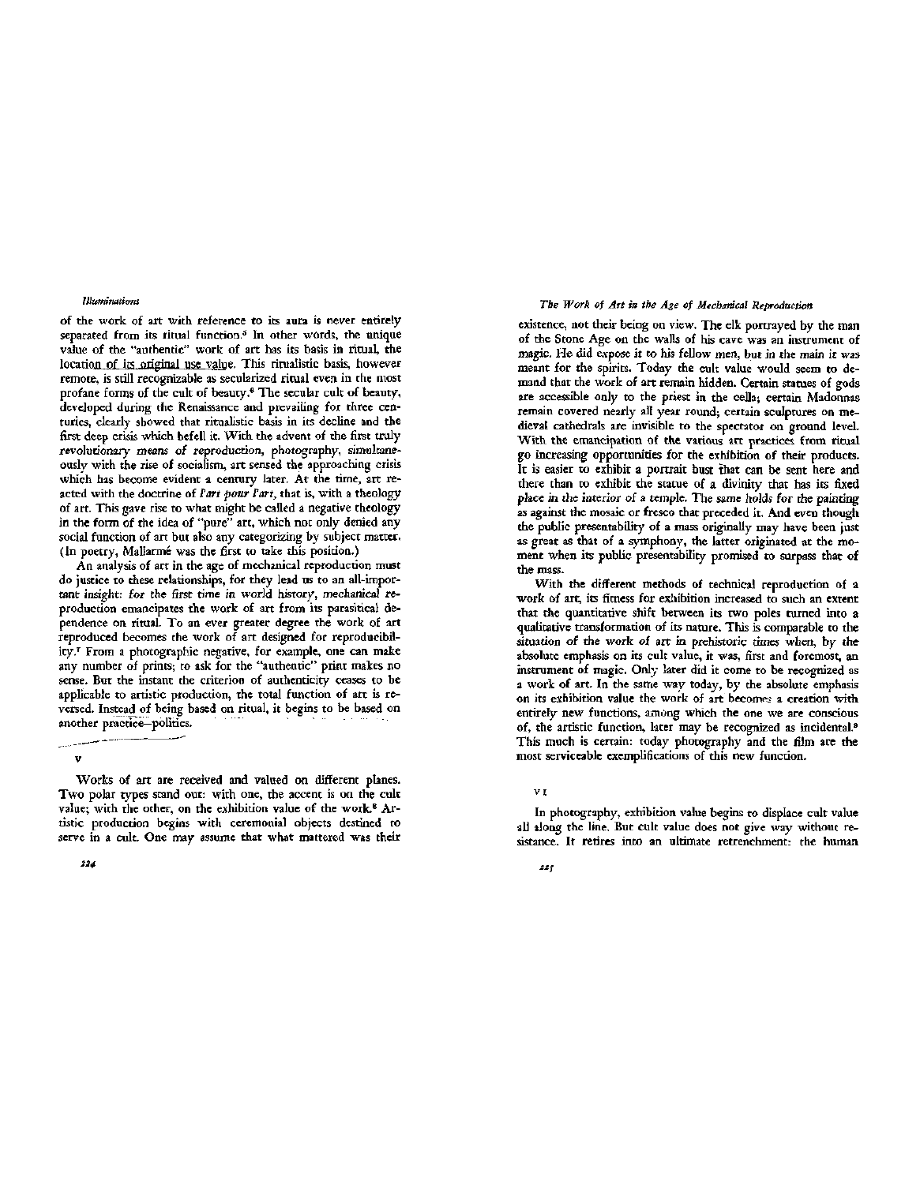of the work of art with reference to its aura is never entirely separated from its ritual function.[5] In other words, the unique value of the "authentic" work of art has its basis in ritual, the location of its original use value. This ritualistic basis, however remote, is still recognizable as secularized ritual even in the most profane forms of the cult of beauty.[6] The secular cult of beauty, developed during the Renaissance and prevailing for three centuries, clearly showed that ritualistic basis in its decline and the first deep crisis which befell it. With the advent of the first truly revolutionary means of reproduction, photography, simultaneously with the rise of socialism, art sensed the approaching crisis which has become evident a century later. At the time, art reacted with the doctrine of *l'art pour l'art*, that is, with a theology of art. This gave rise to what might be called a negative theology in the form of the idea of "pure" art, which not only denied any social function of art but also any categorizing by subject matter. (In poetry, Mallarmé was the first to take this position.)

An analysis of art in the age of mechanical reproduction must do justice to these relationships, for they lead us to an all-important insight: *for the first time in world history, mechanical reproduction emancipates the work of art from its parasitical dependence on ritual.* To an ever greater degree the work of art reproduced becomes the work of art designed for reproducibility.[7] From a photographic negative, for example, one can make any number of prints; to ask for the "authentic" print makes no sense. But the instant the criterion of authenticity ceases to be applicable to artistic production, the total function of art is reversed. Instead of being based on ritual, it begins to be based on another practice—politics.

## V

Works of art are received and valued on different planes. Two polar types stand out: with one, the accent is on the cult value; with the other, on the exhibition value of the work.[8] Artistic production begins with ceremonial objects destined to serve in a cult. One may assume that what mattered was their existence, not their being on view. The elk portrayed by the man of the Stone Age on the walls of his cave was an instrument of magic. He did expose it to his fellow men, but in the main it was meant for the spirits. Today the cult value would seem to demand that the work of art remain hidden. Certain statues of gods are accessible only to the priest in the cella; certain Madonnas remain covered nearly all year round; certain sculptures on medieval cathedrals are invisible to the spectator on ground level. With the emancipation of the various art practices from ritual go increasing opportunities for the exhibition of their products. It is easier to exhibit a portrait bust that can be sent here and there than to exhibit the statue of a divinity that has its fixed place in the interior of a temple. The same holds for the painting as against the mosaic or fresco that preceded it. And even though the public presentability of a mass originally may have been just as great as that of a symphony, the latter originated at the moment when its public presentability promised to surpass that of the mass.

With the different methods of technical reproduction of a work of art, its fitness for exhibition increased to such an extent that the quantitative shift between its two poles turned into a qualitative transformation of its nature. This is comparable to the situation of the work of art in prehistoric times when, by the absolute emphasis on its cult value, it was, first and foremost, an instrument of magic. Only later did it come to be recognized as a work of art. In the same way today, by the absolute emphasis on its exhibition value the work of art becomes a creation with entirely new functions, among which the one we are conscious of, the artistic function, later may be recognized as incidental.[9] This much is certain: today photography and the film are the most serviceable exemplifications of this new function.

## VI

In photography, exhibition value begins to displace cult value all along the line. But cult value does not give way without resistance. It retires into an ultimate retrenchment: the human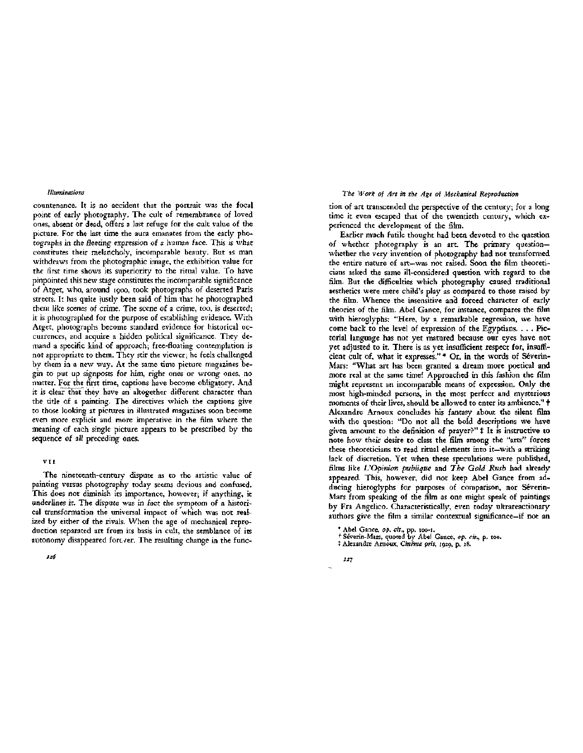countenance. It is no accident that the portrait was the focal point of early photography. The cult of remembrance of loved ones, absent or dead, offers a last refuge for the cult value of the picture. For the last time the aura emanates from the early photographs in the fleeting expression of a human face. This is what constitutes their melancholy, incomparable beauty. But as man withdraws from the photographic image, the exhibition value for the first time shows its superiority to the ritual value. To have pinpointed this new stage constitutes the incomparable significance of Atget, who, around 1900, took photographs of deserted Paris streets. It has quite justly been said of him that he photographed them like scenes of crime. The scene of a crime, too, is deserted; it is photographed for the purpose of establishing evidence. With Atget, photographs become standard evidence for historical occurrences, and acquire a hidden political significance. They demand a specific kind of approach; free-floating contemplation is not appropriate to them. They stir the viewer; he feels challenged by them in a new way. At the same time picture magazines begin to put up signposts for him, right ones or wrong ones, no matter. For the first time, captions have become obligatory. And it is clear that they have an altogether different character than the title of a painting. The directives which the captions give to those looking at pictures in illustrated magazines soon become even more explicit and more imperative in the film where the meaning of each single picture appears to be prescribed by the sequence of all preceding ones.

## VII

The nineteenth-century dispute as to the artistic value of painting versus photography today seems devious and confused. This does not diminish its importance, however; if anything, it underlines it. The dispute was in fact the symptom of a historical transformation the universal impact of which was not realized by either of the rivals. When the age of mechanical reproduction separated art from its basis in cult, the semblance of its autonomy disappeared forever. The resulting change in the function of art transcended the perspective of the century; for a long time it even escaped that of the twentieth century, which experienced the development of the film.

Earlier much futile thought had been devoted to the question of whether photography is an art. The primary question—whether the very invention of photography had not transformed the entire nature of art—was not raised. Soon the film theoreticians asked the same ill-considered question with regard to the film. But the difficulties which photography caused traditional aesthetics were mere child's play as compared to those raised by the film. Whence the insensitive and forced character of early theories of the film. Abel Gance, for instance, compares the film with hieroglyphs: "Here, by a remarkable regression, we have come back to the level of expression of the Egyptians. . . . Pictorial language has not yet matured because our eyes have not yet adjusted to it. There is as yet insufficient respect for, insufficient cult of, what it expresses." * Or, in the words of Séverin-Mars: "What art has been granted a dream more poetical and more real at the same time! Approached in this fashion the film might represent an incomparable means of expression. Only the most high-minded persons, in the most perfect and mysterious moments of their lives, should be allowed to enter its ambience." † Alexandre Arnoux concludes his fantasy about the silent film with the question: "Do not all the bold descriptions we have given amount to the definition of prayer?" ‡ It is instructive to note how their desire to class the film among the "arts" forces these theoreticians to read ritual elements into it—with a striking lack of discretion. Yet when these speculations were published, films like *L'Opinion publique* and *The Gold Rush* had already appeared. This, however, did not keep Abel Gance from adducing hieroglyphs for purposes of comparison, nor Séverin-Mars from speaking of the film as one might speak of paintings by Fra Angelico. Characteristically, even today ultrareactionary authors give the film a similar contextual significance—if not an

\* Abel Gance, *op. cit.*, pp. 100-1.
† Séverin-Mars, quoted by Abel Gance, *op. cit.*, p. 100.
‡ Alexandre Arnoux, *Cinéma pris*, 1929, p. 28.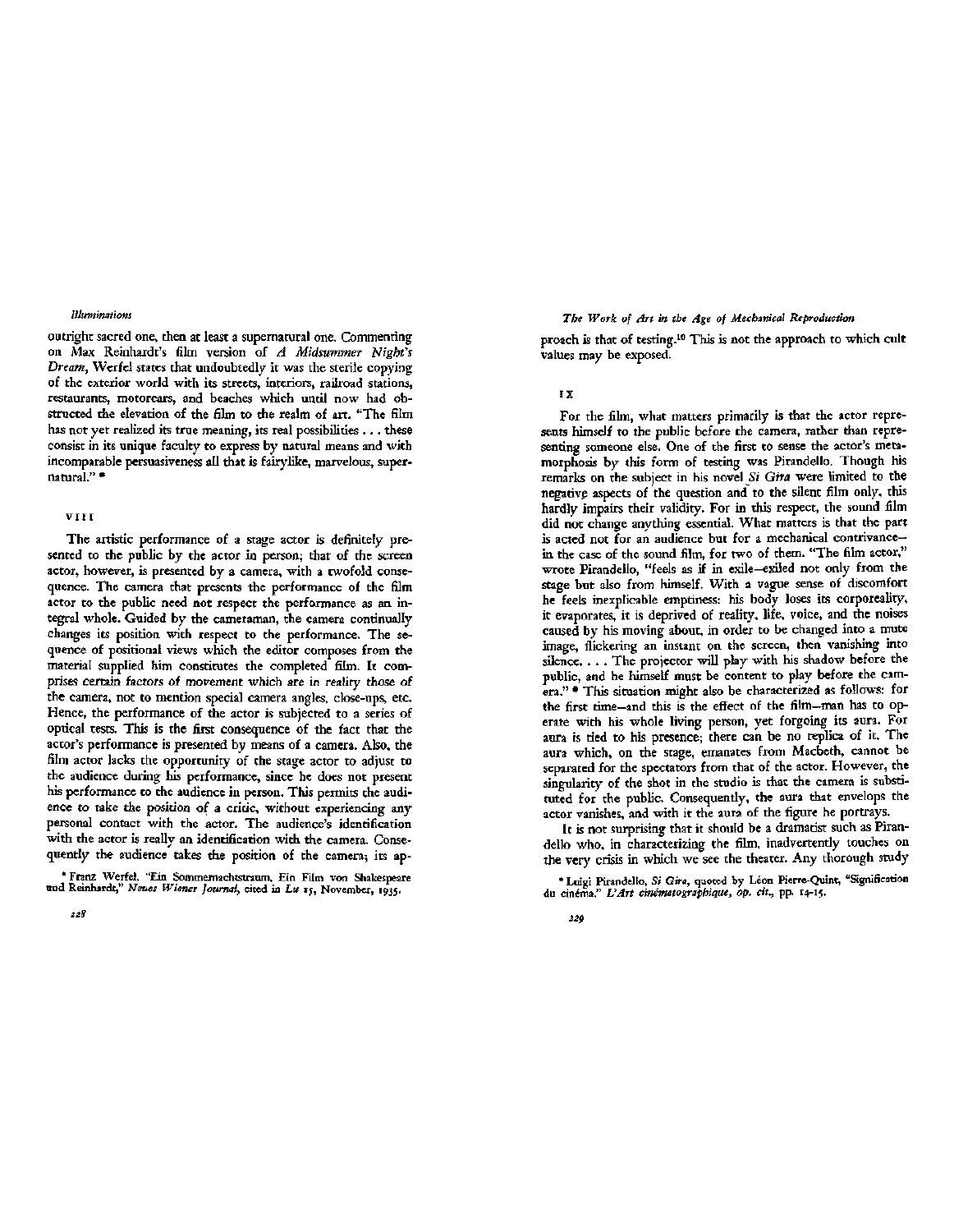outright sacred one, then at least a supernatural one. Commenting on Max Reinhardt's film version of *A Midsummer Night's Dream*, Werfel states that undoubtedly it was the sterile copying of the exterior world with its streets, interiors, railroad stations, restaurants, motorcars, and beaches which until now had obstructed the elevation of the film to the realm of art. "The film has not yet realized its true meaning, its real possibilities . . . these consist in its unique faculty to express by natural means and with incomparable persuasiveness all that is fairylike, marvelous, supernatural." *

\* Franz Werfel, "Ein Sommernachtstraum, Ein Film von Shakespeare und Reinhardt," *Neues Wiener Journal*, cited in *Lu 15*, November, 1935.

## VIII

The artistic performance of a stage actor is definitely presented to the public by the actor in person; that of the screen actor, however, is presented by a camera, with a twofold consequence. The camera that presents the performance of the film actor to the public need not respect the performance as an integral whole. Guided by the cameraman, the camera continually changes its position with respect to the performance. The sequence of positional views which the editor composes from the material supplied him constitutes the completed film. It comprises certain factors of movement which are in reality those of the camera, not to mention special camera angles, close-ups, etc. Hence, the performance of the actor is subjected to a series of optical tests. This is the first consequence of the fact that the actor's performance is presented by means of a camera. Also, the film actor lacks the opportunity of the stage actor to adjust to the audience during his performance, since he does not present his performance to the audience in person. This permits the audience to take the position of a critic, without experiencing any personal contact with the actor. The audience's identification with the actor is really an identification with the camera. Consequently the audience takes the position of the camera; its approach is that of testing.[10] This is not the approach to which cult values may be exposed.

## IX

For the film, what matters primarily is that the actor represents himself to the public before the camera, rather than representing someone else. One of the first to sense the actor's metamorphosis by this form of testing was Pirandello. Though his remarks on the subject in his novel *Si Gira* were limited to the negative aspects of the question and to the silent film only, this hardly impairs their validity. For in this respect, the sound film did not change anything essential. What matters is that the part is acted not for an audience but for a mechanical contrivance—in the case of the sound film, for two of them. "The film actor," wrote Pirandello, "feels as if in exile—exiled not only from the stage but also from himself. With a vague sense of discomfort he feels inexplicable emptiness: his body loses its corporeality, it evaporates, it is deprived of reality, life, voice, and the noises caused by his moving about, in order to be changed into a mute image, flickering an instant on the screen, then vanishing into silence. . . . The projector will play with his shadow before the public, and he himself must be content to play before the camera." * This situation might also be characterized as follows: for the first time—and this is the effect of the film—man has to operate with his whole living person, yet forgoing its aura. For aura is tied to his presence; there can be no replica of it. The aura which, on the stage, emanates from Macbeth, cannot be separated for the spectators from that of the actor. However, the singularity of the shot in the studio is that the camera is substituted for the public. Consequently, the aura that envelops the actor vanishes, and with it the aura of the figure he portrays.

It is not surprising that it should be a dramatist such as Pirandello who, in characterizing the film, inadvertently touches on the very crisis in which we see the theater. Any thorough study

\* Luigi Pirandello, *Si Gira*, quoted by Léon Pierre-Quint, "Signification du cinéma," *L'Art cinématographique*, *op. cit.*, pp. 14-15.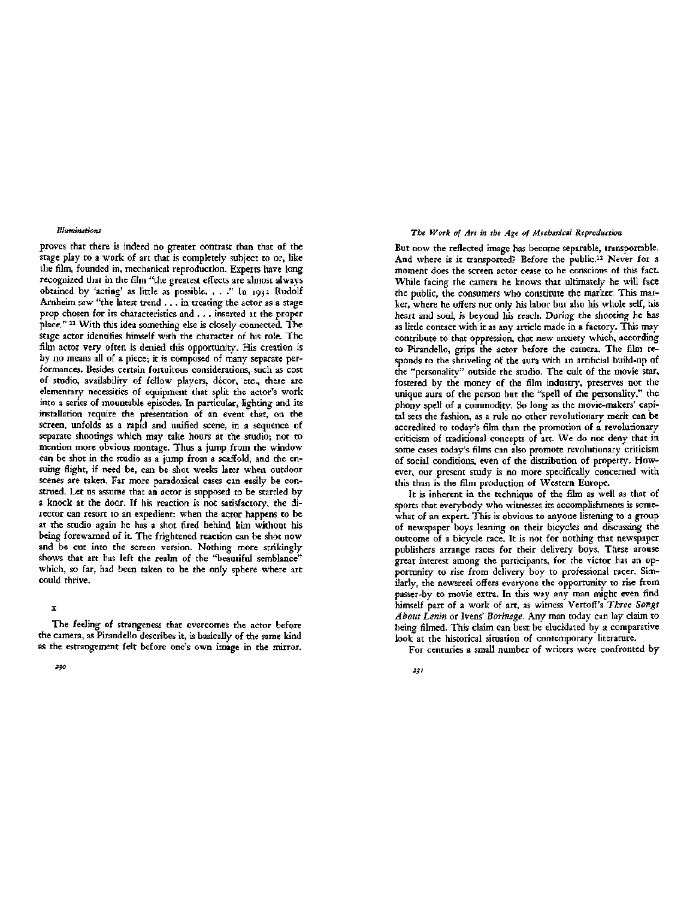proves that there is indeed no greater contrast than that of the stage play to a work of art that is completely subject to or, like the film, founded in, mechanical reproduction. Experts have long recognized that in the film "the greatest effects are almost always obtained by 'acting' as little as possible. . . ." In 1932 Rudolf Arnheim saw "the latest trend . . . in treating the actor as a stage prop chosen for its characteristics and . . . inserted at the proper place."[11] With this idea something else is closely connected. The stage actor identifies himself with the character of his role. The film actor very often is denied this opportunity. His creation is by no means all of a piece; it is composed of many separate performances. Besides certain fortuitous considerations, such as cost of studio, availability of fellow players, décor, etc., there are elementary necessities of equipment that split the actor's work into a series of mountable episodes. In particular, lighting and its installation require the presentation of an event that, on the screen, unfolds as a rapid and unified scene, in a sequence of separate shootings which may take hours at the studio; not to mention more obvious montage. Thus a jump from the window can be shot in the studio as a jump from a scaffold, and the ensuing flight, if need be, can be shot weeks later when outdoor scenes are taken. Far more paradoxical cases can easily be construed. Let us assume that an actor is supposed to be startled by a knock at the door. If his reaction is not satisfactory, the director can resort to an expedient: when the actor happens to be at the studio again he has a shot fired behind him without his being forewarned of it. The frightened reaction can be shot now and be cut into the screen version. Nothing more strikingly shows that art has left the realm of the "beautiful semblance" which, so far, had been taken to be the only sphere where art could thrive.

## X

The feeling of strangeness that overcomes the actor before the camera, as Pirandello describes it, is basically of the same kind as the estrangement felt before one's own image in the mirror. But now the reflected image has become separable, transportable. And where is it transported? Before the public.[12] Never for a moment does the screen actor cease to be conscious of this fact. While facing the camera he knows that ultimately he will face the public, the consumers who constitute the market. This market, where he offers not only his labor but also his whole self, his heart and soul, is beyond his reach. During the shooting he has as little contact with it as any article made in a factory. This may contribute to that oppression, that new anxiety which, according to Pirandello, grips the actor before the camera. The film responds to the shriveling of the aura with an artificial build-up of the "personality" outside the studio. The cult of the movie star, fostered by the money of the film industry, preserves not the unique aura of the person but the "spell of the personality," the phony spell of a commodity. So long as the movie-makers' capital sets the fashion, as a rule no other revolutionary merit can be accredited to today's film than the promotion of a revolutionary criticism of traditional concepts of art. We do not deny that in some cases today's films can also promote revolutionary criticism of social conditions, even of the distribution of property. However, our present study is no more specifically concerned with this than is the film production of Western Europe.

It is inherent in the technique of the film as well as that of sports that everybody who witnesses its accomplishments is somewhat of an expert. This is obvious to anyone listening to a group of newspaper boys leaning on their bicycles and discussing the outcome of a bicycle race. It is not for nothing that newspaper publishers arrange races for their delivery boys. These arouse great interest among the participants, for the victor has an opportunity to rise from delivery boy to professional racer. Similarly, the newsreel offers everyone the opportunity to rise from passer-by to movie extra. In this way any man might even find himself part of a work of art, as witness Vertoff's *Three Songs About Lenin* or Ivens' *Borinage*. Any man today can lay claim to being filmed. This claim can best be elucidated by a comparative look at the historical situation of contemporary literature.

For centuries a small number of writers were confronted by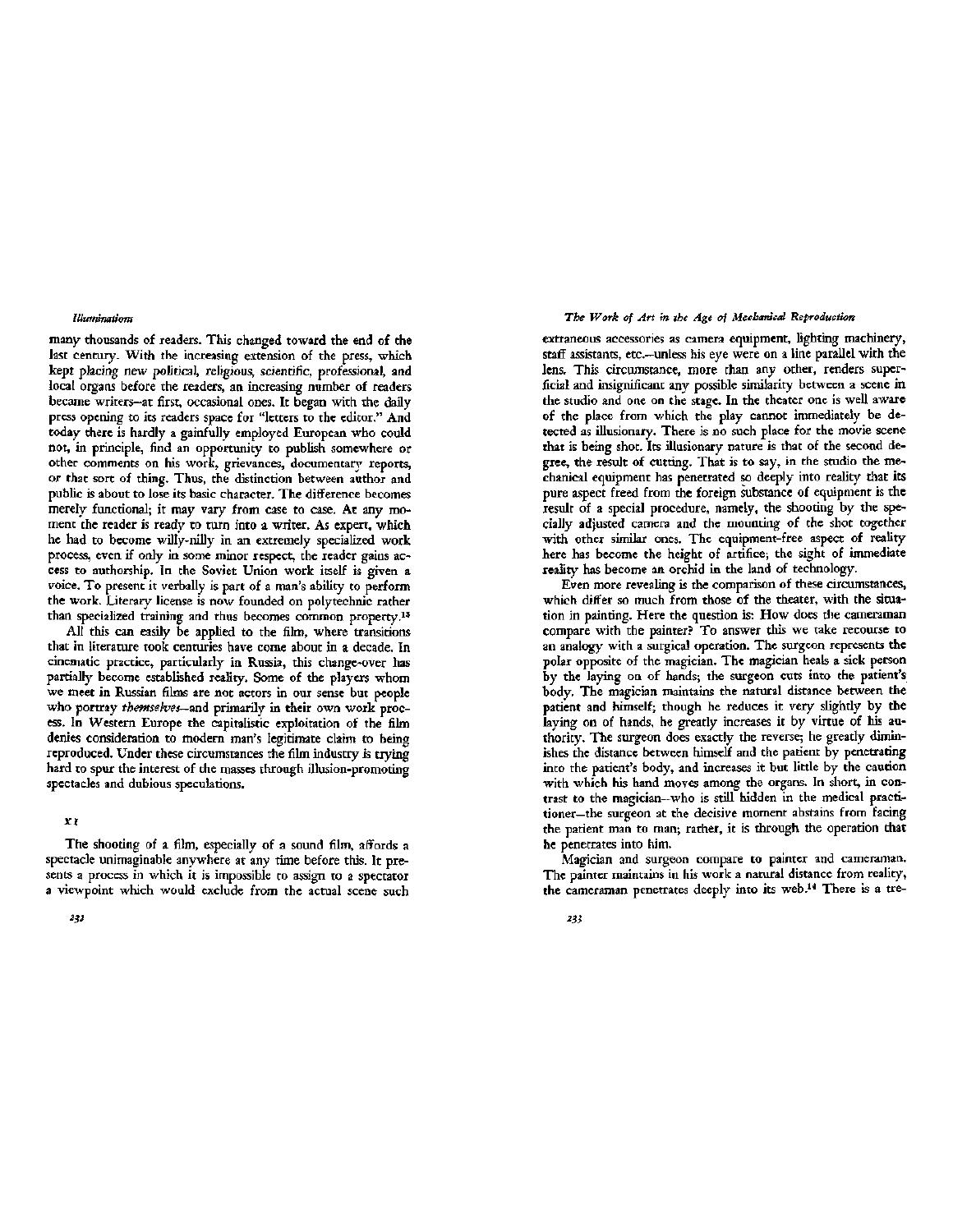many thousands of readers. This changed toward the end of the last century. With the increasing extension of the press, which kept placing new political, religious, scientific, professional, and local organs before the readers, an increasing number of readers became writers—at first, occasional ones. It began with the daily press opening to its readers space for "letters to the editor." And today there is hardly a gainfully employed European who could not, in principle, find an opportunity to publish somewhere or other comments on his work, grievances, documentary reports, or that sort of thing. Thus, the distinction between author and public is about to lose its basic character. The difference becomes merely functional; it may vary from case to case. At any moment the reader is ready to turn into a writer. As expert, which he had to become willy-nilly in an extremely specialized work process, even if only in some minor respect, the reader gains access to authorship. In the Soviet Union work itself is given a voice. To present it verbally is part of a man's ability to perform the work. Literary license is now founded on polytechnic rather than specialized training and thus becomes common property.[13]

All this can easily be applied to the film, where transitions that in literature took centuries have come about in a decade. In cinematic practice, particularly in Russia, this change-over has partially become established reality. Some of the players whom we meet in Russian films are not actors in our sense but people who portray *themselves*—and primarily in their own work process. In Western Europe the capitalistic exploitation of the film denies consideration to modern man's legitimate claim to being reproduced. Under these circumstances the film industry is trying hard to spur the interest of the masses through illusion-promoting spectacles and dubious speculations.

## XI

The shooting of a film, especially of a sound film, affords a spectacle unimaginable anywhere at any time before this. It presents a process in which it is impossible to assign to a spectator a viewpoint which would exclude from the actual scene such extraneous accessories as camera equipment, lighting machinery, staff assistants, etc.—unless his eye were on a line parallel with the lens. This circumstance, more than any other, renders superficial and insignificant any possible similarity between a scene in the studio and one on the stage. In the theater one is well aware of the place from which the play cannot immediately be detected as illusionary. There is no such place for the movie scene that is being shot. Its illusionary nature is that of the second degree, the result of cutting. That is to say, in the studio the mechanical equipment has penetrated so deeply into reality that its pure aspect freed from the foreign substance of equipment is the result of a special procedure, namely, the shooting by the specially adjusted camera and the mounting of the shot together with other similar ones. The equipment-free aspect of reality here has become the height of artifice; the sight of immediate reality has become an orchid in the land of technology.

Even more revealing is the comparison of these circumstances, which differ so much from those of the theater, with the situation in painting. Here the question is: How does the cameraman compare with the painter? To answer this we take recourse to an analogy with a surgical operation. The surgeon represents the polar opposite of the magician. The magician heals a sick person by the laying on of hands; the surgeon cuts into the patient's body. The magician maintains the natural distance between the patient and himself; though he reduces it very slightly by the laying on of hands, he greatly increases it by virtue of his authority. The surgeon does exactly the reverse; he greatly diminishes the distance between himself and the patient by penetrating into the patient's body, and increases it but little by the caution with which his hand moves among the organs. In short, in contrast to the magician—who is still hidden in the medical practitioner—the surgeon at the decisive moment abstains from facing the patient man to man; rather, it is through the operation that he penetrates into him.

Magician and surgeon compare to painter and cameraman. The painter maintains in his work a natural distance from reality, the cameraman penetrates deeply into its web.[14] There is a tre-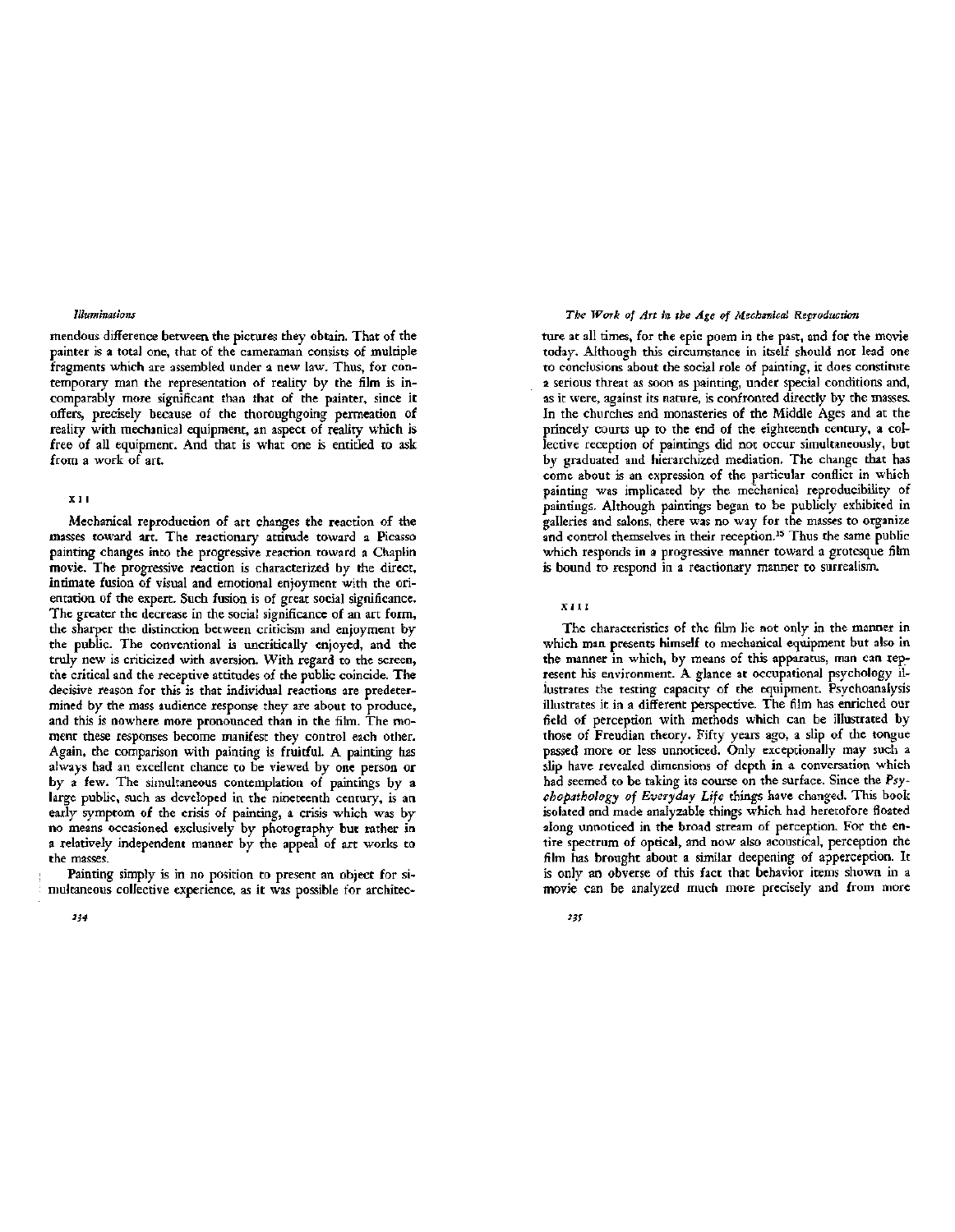mendous difference between the pictures they obtain. That of the painter is a total one, that of the cameraman consists of multiple fragments which are assembled under a new law. Thus, for contemporary man the representation of reality by the film is incomparably more significant than that of the painter, since it offers, precisely because of the thoroughgoing permeation of reality with mechanical equipment, an aspect of reality which is free of all equipment. And that is what one is entitled to ask from a work of art.

## XII

Mechanical reproduction of art changes the reaction of the masses toward art. The reactionary attitude toward a Picasso painting changes into the progressive reaction toward a Chaplin movie. The progressive reaction is characterized by the direct, intimate fusion of visual and emotional enjoyment with the orientation of the expert. Such fusion is of great social significance. The greater the decrease in the social significance of an art form, the sharper the distinction between criticism and enjoyment by the public. The conventional is uncritically enjoyed, and the truly new is criticized with aversion. With regard to the screen, the critical and the receptive attitudes of the public coincide. The decisive reason for this is that individual reactions are predetermined by the mass audience response they are about to produce, and this is nowhere more pronounced than in the film. The moment these responses become manifest they control each other. Again, the comparison with painting is fruitful. A painting has always had an excellent chance to be viewed by one person or by a few. The simultaneous contemplation of paintings by a large public, such as developed in the nineteenth century, is an early symptom of the crisis of painting, a crisis which was by no means occasioned exclusively by photography but rather in a relatively independent manner by the appeal of art works to the masses.

Painting simply is in no position to present an object for simultaneous collective experience, as it was possible for architecture at all times, for the epic poem in the past, and for the movie today. Although this circumstance in itself should not lead one to conclusions about the social role of painting, it does constitute a serious threat as soon as painting, under special conditions and, as it were, against its nature, is confronted directly by the masses. In the churches and monasteries of the Middle Ages and at the princely courts up to the end of the eighteenth century, a collective reception of paintings did not occur simultaneously, but by graduated and hierarchized mediation. The change that has come about is an expression of the particular conflict in which painting was implicated by the mechanical reproducibility of paintings. Although paintings began to be publicly exhibited in galleries and salons, there was no way for the masses to organize and control themselves in their reception.[15] Thus the same public which responds in a progressive manner toward a grotesque film is bound to respond in a reactionary manner to surrealism.

## XIII

The characteristics of the film lie not only in the manner in which man presents himself to mechanical equipment but also in the manner in which, by means of this apparatus, man can represent his environment. A glance at occupational psychology illustrates the testing capacity of the equipment. Psychoanalysis illustrates it in a different perspective. The film has enriched our field of perception with methods which can be illustrated by those of Freudian theory. Fifty years ago, a slip of the tongue passed more or less unnoticed. Only exceptionally may such a slip have revealed dimensions of depth in a conversation which had seemed to be taking its course on the surface. Since the *Psychopathology of Everyday Life* things have changed. This book isolated and made analyzable things which had heretofore floated along unnoticed in the broad stream of perception. For the entire spectrum of optical, and now also acoustical, perception the film has brought about a similar deepening of apperception. It is only an obverse of this fact that behavior items shown in a movie can be analyzed much more precisely and from more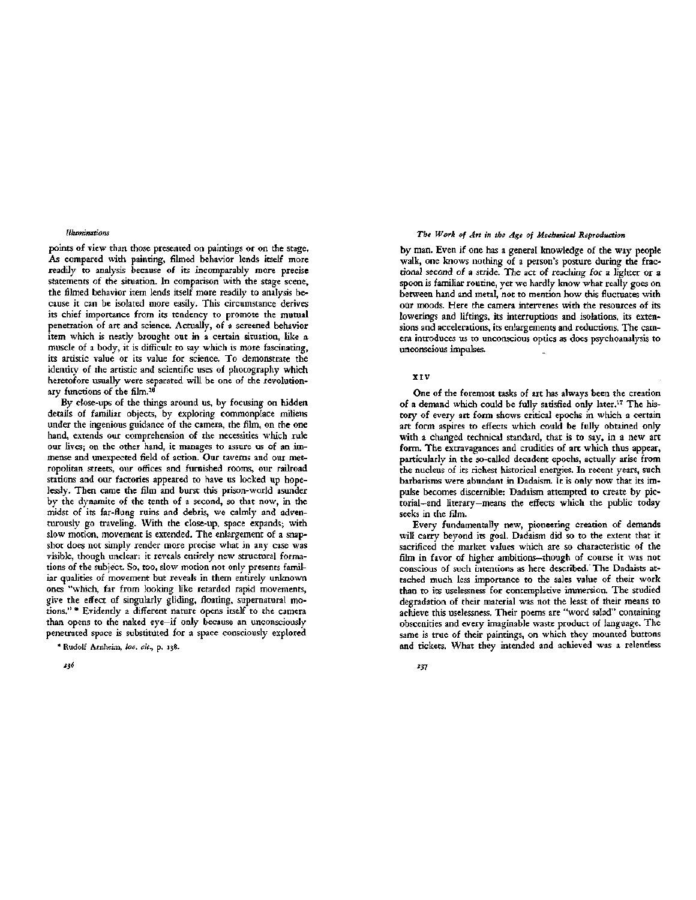points of view than those presented on paintings or on the stage. As compared with painting, filmed behavior lends itself more readily to analysis because of its incomparably more precise statements of the situation. In comparison with the stage scene, the filmed behavior item lends itself more readily to analysis because it can be isolated more easily. This circumstance derives its chief importance from its tendency to promote the mutual penetration of art and science. Actually, of a screened behavior item which is neatly brought out in a certain situation, like a muscle of a body, it is difficult to say which is more fascinating, its artistic value or its value for science. To demonstrate the identity of the artistic and scientific uses of photography which heretofore usually were separated will be one of the revolutionary functions of the film.[16]

By close-ups of the things around us, by focusing on hidden details of familiar objects, by exploring commonplace milieus under the ingenious guidance of the camera, the film, on the one hand, extends our comprehension of the necessities which rule our lives; on the other hand, it manages to assure us of an immense and unexpected field of action. Our taverns and our metropolitan streets, our offices and furnished rooms, our railroad stations and our factories appeared to have us locked up hopelessly. Then came the film and burst this prison-world asunder by the dynamite of the tenth of a second, so that now, in the midst of its far-flung ruins and debris, we calmly and adventurously go traveling. With the close-up, space expands; with slow motion, movement is extended. The enlargement of a snapshot does not simply render more precise what in any case was visible, though unclear: it reveals entirely new structural formations of the subject. So, too, slow motion not only presents familiar qualities of movement but reveals in them entirely unknown ones "which, far from looking like retarded rapid movements, give the effect of singularly gliding, floating, supernatural motions." * Evidently a different nature opens itself to the camera than opens to the naked eye—if only because an unconsciously penetrated space is substituted for a space consciously explored by man. Even if one has a general knowledge of the way people walk, one knows nothing of a person's posture during the fractional second of a stride. The act of reaching for a lighter or a spoon is familiar routine, yet we hardly know what really goes on between hand and metal, not to mention how this fluctuates with our moods. Here the camera intervenes with the resources of its lowerings and liftings, its interruptions and isolations, its extensions and accelerations, its enlargements and reductions. The camera introduces us to unconscious optics as does psychoanalysis to unconscious impulses.

\* Rudolf Arnheim, *loc. cit.*, p. 138.

## XIV

One of the foremost tasks of art has always been the creation of a demand which could be fully satisfied only later.[17] The history of every art form shows critical epochs in which a certain art form aspires to effects which could be fully obtained only with a changed technical standard, that is to say, in a new art form. The extravagances and crudities of art which thus appear, particularly in the so-called decadent epochs, actually arise from the nucleus of its richest historical energies. In recent years, such barbarisms were abundant in Dadaism. It is only now that its impulse becomes discernible: Dadaism attempted to create by pictorial—and literary—means the effects which the public today seeks in the film.

Every fundamentally new, pioneering creation of demands will carry beyond its goal. Dadaism did so to the extent that it sacrificed the market values which are so characteristic of the film in favor of higher ambitions—though of course it was not conscious of such intentions as here described. The Dadaists attached much less importance to the sales value of their work than to its uselessness for contemplative immersion. The studied degradation of their material was not the least of their means to achieve this uselessness. Their poems are "word salad" containing obscenities and every imaginable waste product of language. The same is true of their paintings, on which they mounted buttons and tickets. What they intended and achieved was a relentless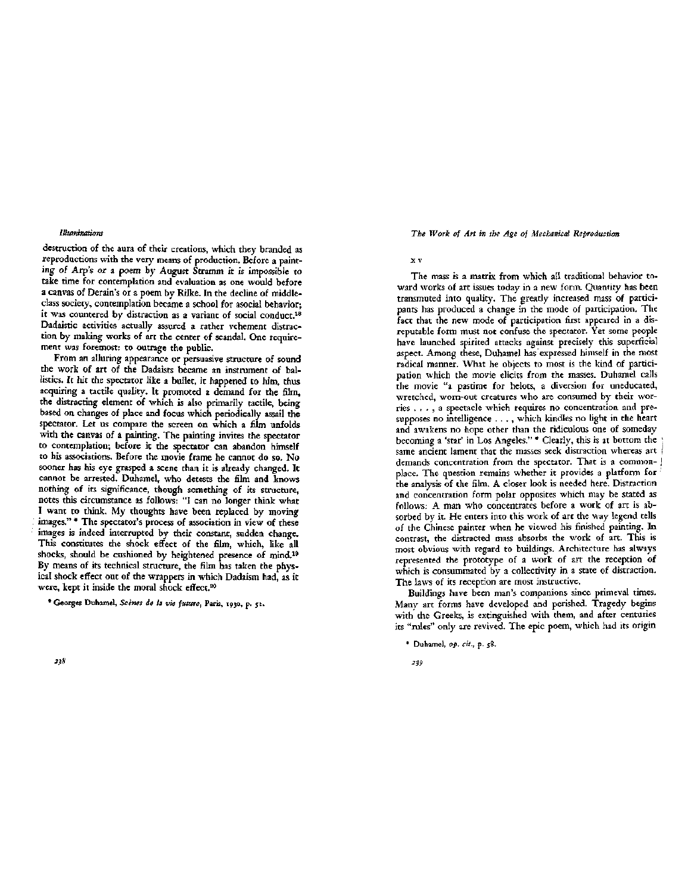destruction of the aura of their creations, which they branded as reproductions with the very means of production. Before a painting of Arp's or a poem by August Stramm it is impossible to take time for contemplation and evaluation as one would before a canvas of Derain's or a poem by Rilke. In the decline of middle-class society, contemplation became a school for asocial behavior; it was countered by distraction as a variant of social conduct.[18] Dadaistic activities actually assured a rather vehement distraction by making works of art the center of scandal. One requirement was foremost: to outrage the public.

From an alluring appearance or persuasive structure of sound the work of art of the Dadaists became an instrument of ballistics. It hit the spectator like a bullet, it happened to him, thus acquiring a tactile quality. It promoted a demand for the film, the distracting element of which is also primarily tactile, being based on changes of place and focus which periodically assail the spectator. Let us compare the screen on which a film unfolds with the canvas of a painting. The painting invites the spectator to contemplation; before it the spectator can abandon himself to his associations. Before the movie frame he cannot do so. No sooner has his eye grasped a scene than it is already changed. It cannot be arrested. Duhamel, who detests the film and knows nothing of its significance, though something of its structure, notes this circumstance as follows: "I can no longer think what I want to think. My thoughts have been replaced by moving images." * The spectator's process of association in view of these images is indeed interrupted by their constant, sudden change. This constitutes the shock effect of the film, which, like all shocks, should be cushioned by heightened presence of mind.[19] By means of its technical structure, the film has taken the physical shock effect out of the wrappers in which Dadaism had, as it were, kept it inside the moral shock effect.[20]

\* Georges Duhamel, *Scènes de la vie future*, Paris, 1930, p. 52.

## XV

The mass is a matrix from which all traditional behavior toward works of art issues today in a new form. Quantity has been transmuted into quality. The greatly increased mass of participants has produced a change in the mode of participation. The fact that the new mode of participation first appeared in a disreputable form must not confuse the spectator. Yet some people have launched spirited attacks against precisely this superficial aspect. Among these, Duhamel has expressed himself in the most radical manner. What he objects to most is the kind of participation which the movie elicits from the masses. Duhamel calls the movie "a pastime for helots, a diversion for uneducated, wretched, worn-out creatures who are consumed by their worries . . . , a spectacle which requires no concentration and presupposes no intelligence . . . , which kindles no light in the heart and awakens no hope other than the ridiculous one of someday becoming a 'star' in Los Angeles." * Clearly, this is at bottom the same ancient lament that the masses seek distraction whereas art demands concentration from the spectator. That is a commonplace. The question remains whether it provides a platform for the analysis of the film. A closer look is needed here. Distraction and concentration form polar opposites which may be stated as follows: A man who concentrates before a work of art is absorbed by it. He enters into this work of art the way legend tells of the Chinese painter when he viewed his finished painting. In contrast, the distracted mass absorbs the work of art. This is most obvious with regard to buildings. Architecture has always represented the prototype of a work of art the reception of which is consummated by a collectivity in a state of distraction. The laws of its reception are most instructive.

Buildings have been man's companions since primeval times. Many art forms have developed and perished. Tragedy begins with the Greeks, is extinguished with them, and after centuries its "rules" only are revived. The epic poem, which had its origin

\* Duhamel, *op. cit.*, p. 58.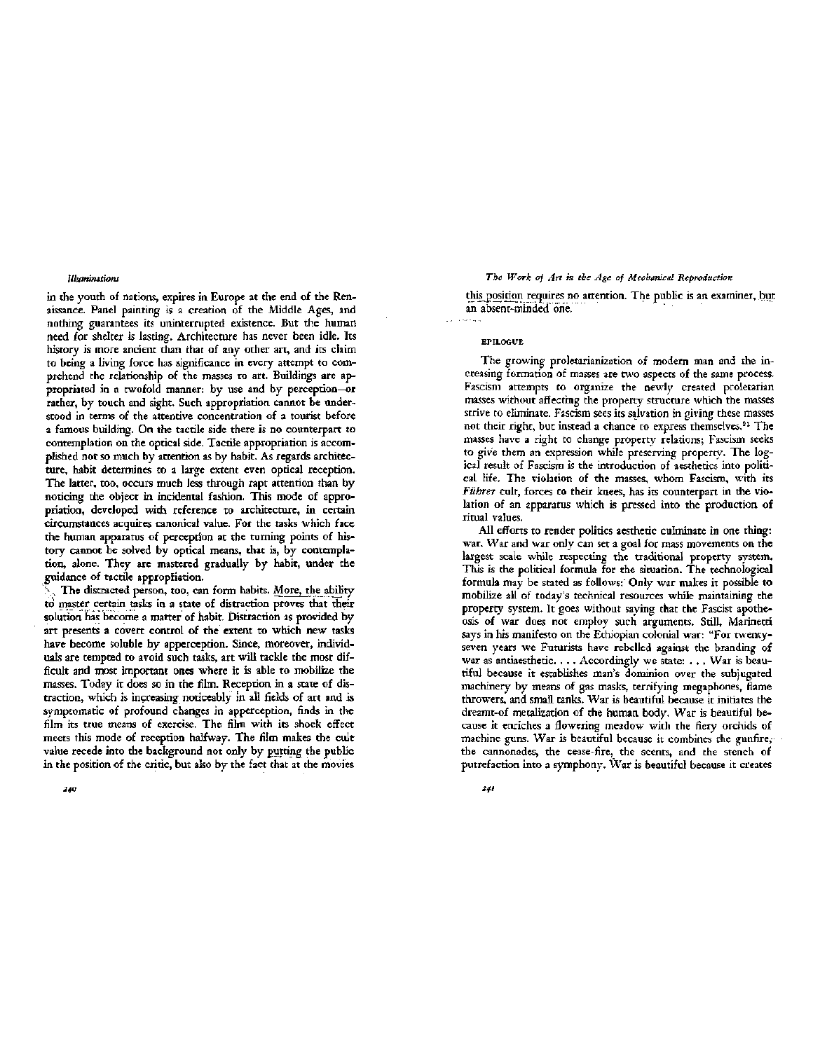in the youth of nations, expires in Europe at the end of the Renaissance. Panel painting is a creation of the Middle Ages, and nothing guarantees its uninterrupted existence. But the human need for shelter is lasting. Architecture has never been idle. Its history is more ancient than that of any other art, and its claim to being a living force has significance in every attempt to comprehend the relationship of the masses to art. Buildings are appropriated in a twofold manner: by use and by perception—or rather, by touch and sight. Such appropriation cannot be understood in terms of the attentive concentration of a tourist before a famous building. On the tactile side there is no counterpart to contemplation on the optical side. Tactile appropriation is accomplished not so much by attention as by habit. As regards architecture, habit determines to a large extent even optical reception. The latter, too, occurs much less through rapt attention than by noticing the object in incidental fashion. This mode of appropriation, developed with reference to architecture, in certain circumstances acquires canonical value. For the tasks which face the human apparatus of perception at the turning points of history cannot be solved by optical means, that is, by contemplation, alone. They are mastered gradually by habit, under the guidance of tactile appropriation.

The distracted person, too, can form habits. More, the ability to master certain tasks in a state of distraction proves that their solution has become a matter of habit. Distraction as provided by art presents a covert control of the extent to which new tasks have become soluble by apperception. Since, moreover, individuals are tempted to avoid such tasks, art will tackle the most difficult and most important ones where it is able to mobilize the masses. Today it does so in the film. Reception in a state of distraction, which is increasing noticeably in all fields of art and is symptomatic of profound changes in apperception, finds in the film its true means of exercise. The film with its shock effect meets this mode of reception halfway. The film makes the cult value recede into the background not only by putting the public in the position of the critic, but also by the fact that at the movies this position requires no attention. The public is an examiner, but an absent-minded one.

## EPILOGUE

The growing proletarianization of modern man and the increasing formation of masses are two aspects of the same process. Fascism attempts to organize the newly created proletarian masses without affecting the property structure which the masses strive to eliminate. Fascism sees its salvation in giving these masses not their right, but instead a chance to express themselves.[21] The masses have a right to change property relations; Fascism seeks to give them an expression while preserving property. The logical result of Fascism is the introduction of aesthetics into political life. The violation of the masses, whom Fascism, with its *Führer* cult, forces to their knees, has its counterpart in the violation of an apparatus which is pressed into the production of ritual values.

All efforts to render politics aesthetic culminate in one thing: war. War and war only can set a goal for mass movements on the largest scale while respecting the traditional property system. This is the political formula for the situation. The technological formula may be stated as follows: Only war makes it possible to mobilize all of today's technical resources while maintaining the property system. It goes without saying that the Fascist apotheosis of war does not employ such arguments. Still, Marinetti says in his manifesto on the Ethiopian colonial war: "For twenty-seven years we Futurists have rebelled against the branding of war as antiaesthetic. . . . Accordingly we state: . . . War is beautiful because it establishes man's dominion over the subjugated machinery by means of gas masks, terrifying megaphones, flame throwers, and small tanks. War is beautiful because it initiates the dreamt-of metalization of the human body. War is beautiful because it enriches a flowering meadow with the fiery orchids of machine guns. War is beautiful because it combines the gunfire, the cannonades, the cease-fire, the scents, and the stench of putrefaction into a symphony. War is beautiful because it creates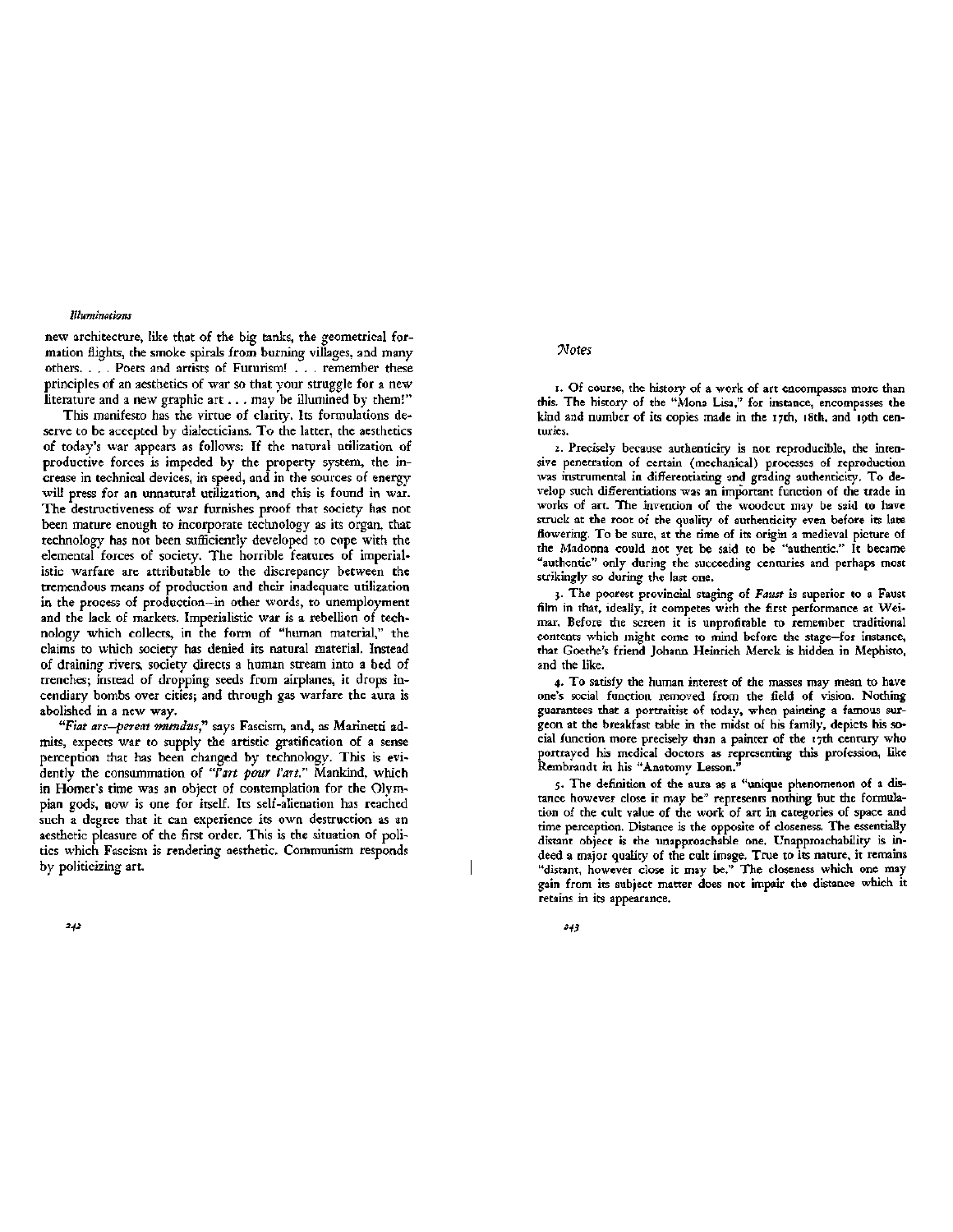new architecture, like that of the big tanks, the geometrical formation flights, the smoke spirals from burning villages, and many others. . . . Poets and artists of Futurism! . . . remember these principles of an aesthetics of war so that your struggle for a new literature and a new graphic art . . . may be illumined by them!"

This manifesto has the virtue of clarity. Its formulations deserve to be accepted by dialecticians. To the latter, the aesthetics of today's war appears as follows: If the natural utilization of productive forces is impeded by the property system, the increase in technical devices, in speed, and in the sources of energy will press for an unnatural utilization, and this is found in war. The destructiveness of war furnishes proof that society has not been mature enough to incorporate technology as its organ, that technology has not been sufficiently developed to cope with the elemental forces of society. The horrible features of imperialistic warfare are attributable to the discrepancy between the tremendous means of production and their inadequate utilization in the process of production—in other words, to unemployment and the lack of markets. Imperialistic war is a rebellion of technology which collects, in the form of "human material," the claims to which society has denied its natural material. Instead of draining rivers, society directs a human stream into a bed of trenches; instead of dropping seeds from airplanes, it drops incendiary bombs over cities; and through gas warfare the aura is abolished in a new way.

*"Fiat ars—pereat mundus,"* says Fascism, and, as Marinetti admits, expects war to supply the artistic gratification of a sense perception that has been changed by technology. This is evidently the consummation of *"l'art pour l'art."* Mankind, which in Homer's time was an object of contemplation for the Olympian gods, now is one for itself. Its self-alienation has reached such a degree that it can experience its own destruction as an aesthetic pleasure of the first order. This is the situation of politics which Fascism is rendering aesthetic. Communism responds by politicizing art.

## *Notes*

1. Of course, the history of a work of art encompasses more than this. The history of the "Mona Lisa," for instance, encompasses the kind and number of its copies made in the 17th, 18th, and 19th centuries.

2. Precisely because authenticity is not reproducible, the intensive penetration of certain (mechanical) processes of reproduction was instrumental in differentiating and grading authenticity. To develop such differentiations was an important function of the trade in works of art. The invention of the woodcut may be said to have struck at the root of the quality of authenticity even before its late flowering. To be sure, at the time of its origin a medieval picture of the Madonna could not yet be said to be "authentic." It became "authentic" only during the succeeding centuries and perhaps most strikingly so during the last one.

3. The poorest provincial staging of *Faust* is superior to a Faust film in that, ideally, it competes with the first performance at Weimar. Before the screen it is unprofitable to remember traditional contents which might come to mind before the stage—for instance, that Goethe's friend Johann Heinrich Merck is hidden in Mephisto, and the like.

4. To satisfy the human interest of the masses may mean to have one's social function removed from the field of vision. Nothing guarantees that a portraitist of today, when painting a famous surgeon at the breakfast table in the midst of his family, depicts his social function more precisely than a painter of the 17th century who portrayed his medical doctors as representing this profession, like Rembrandt in his "Anatomy Lesson."

5. The definition of the aura as a "unique phenomenon of a distance however close it may be" represents nothing but the formulation of the cult value of the work of art in categories of space and time perception. Distance is the opposite of closeness. The essentially distant object is the unapproachable one. Unapproachability is indeed a major quality of the cult image. True to its nature, it remains "distant, however close it may be." The closeness which one may gain from its subject matter does not impair the distance which it retains in its appearance.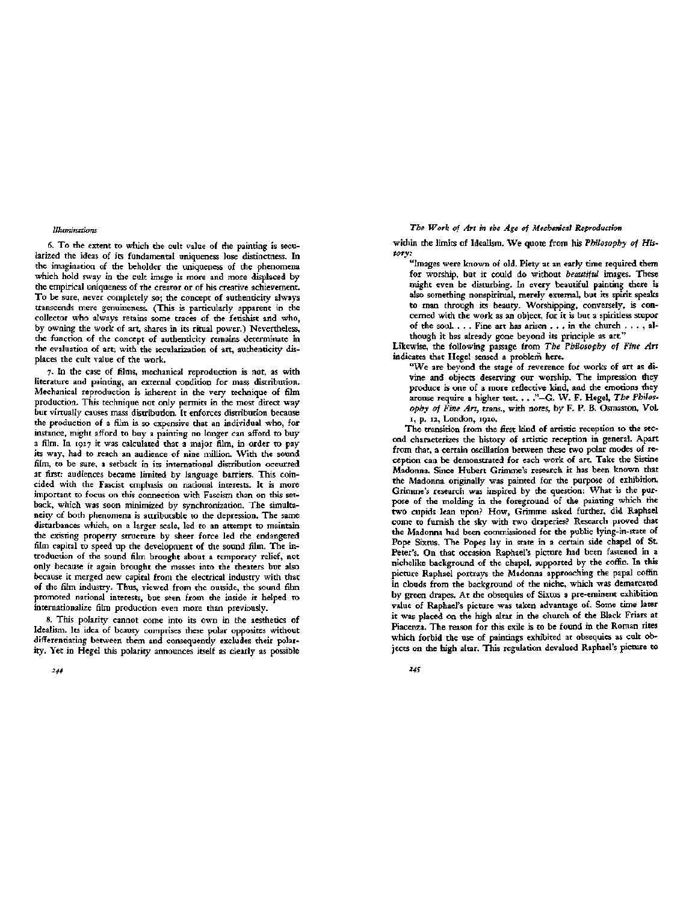6. To the extent to which the cult value of the painting is secularized the ideas of its fundamental uniqueness lose distinctness. In the imagination of the beholder the uniqueness of the phenomena which hold sway in the cult image is more and more displaced by the empirical uniqueness of the creator or of his creative achievement. To be sure, never completely so; the concept of authenticity always transcends mere genuineness. (This is particularly apparent in the collector who always retains some traces of the fetishist and who, by owning the work of art, shares in its ritual power.) Nevertheless, the function of the concept of authenticity remains determinate in the evaluation of art; with the secularization of art, authenticity displaces the cult value of the work.

7. In the case of films, mechanical reproduction is not, as with literature and painting, an external condition for mass distribution. Mechanical reproduction is inherent in the very technique of film production. This technique not only permits in the most direct way but virtually causes mass distribution. It enforces distribution because the production of a film is so expensive that an individual who, for instance, might afford to buy a painting no longer can afford to buy a film. In 1927 it was calculated that a major film, in order to pay its way, had to reach an audience of nine million. With the sound film, to be sure, a setback in its international distribution occurred at first: audiences became limited by language barriers. This coincided with the Fascist emphasis on national interests. It is more important to focus on this connection with Fascism than on this setback, which was soon minimized by synchronization. The simultaneity of both phenomena is attributable to the depression. The same disturbances which, on a larger scale, led to an attempt to maintain the existing property structure by sheer force led the endangered film capital to speed up the development of the sound film. The introduction of the sound film brought about a temporary relief, not only because it again brought the masses into the theaters but also because it merged new capital from the electrical industry with that of the film industry. Thus, viewed from the outside, the sound film promoted national interests, but seen from the inside it helped to internationalize film production even more than previously.

8. This polarity cannot come into its own in the aesthetics of Idealism. Its idea of beauty comprises these polar opposites without differentiating between them and consequently excludes their polarity. Yet in Hegel this polarity announces itself as clearly as possible within the limits of Idealism. We quote from his *Philosophy of History*:

> "Images were known of old. Piety at an early time required them for worship, but it could do without *beautiful* images. These might even be disturbing. In every beautiful painting there is also something nonspiritual, merely external, but its spirit speaks to man through its beauty. Worshipping, conversely, is concerned with the work as an object, for it is but a spiritless stupor of the soul. . . . Fine art has arisen . . . in the church . . . , although it has already gone beyond its principle as art."

Likewise, the following passage from *The Philosophy of Fine Art* indicates that Hegel sensed a problem here.

> "We are beyond the stage of reverence for works of art as divine and objects deserving our worship. The impression they produce is one of a more reflective kind, and the emotions they arouse require a higher test. . . ."—G. W. F. Hegel, *The Philosophy of Fine Art*, trans., with notes, by F. P. B. Osmaston, Vol. 1, p. 12, London, 1920.

The transition from the first kind of artistic reception to the second characterizes the history of artistic reception in general. Apart from that, a certain oscillation between these two polar modes of reception can be demonstrated for each work of art. Take the Sistine Madonna. Since Hubert Grimme's research it has been known that the Madonna originally was painted for the purpose of exhibition. Grimme's research was inspired by the question: What is the purpose of the molding in the foreground of the painting which the two cupids lean upon? How, Grimme asked further, did Raphael come to furnish the sky with two draperies? Research proved that the Madonna had been commissioned for the public lying-in-state of Pope Sixtus. The Popes lay in state in a certain side chapel of St. Peter's. On that occasion Raphael's picture had been fastened in a nichelike background of the chapel, supported by the coffin. In this picture Raphael portrays the Madonna approaching the papal coffin in clouds from the background of the niche, which was demarcated by green drapes. At the obsequies of Sixtus a pre-eminent exhibition value of Raphael's picture was taken advantage of. Some time later it was placed on the high altar in the church of the Black Friars at Piacenza. The reason for this exile is to be found in the Roman rites which forbid the use of paintings exhibited at obsequies as cult objects on the high altar. This regulation devalued Raphael's picture to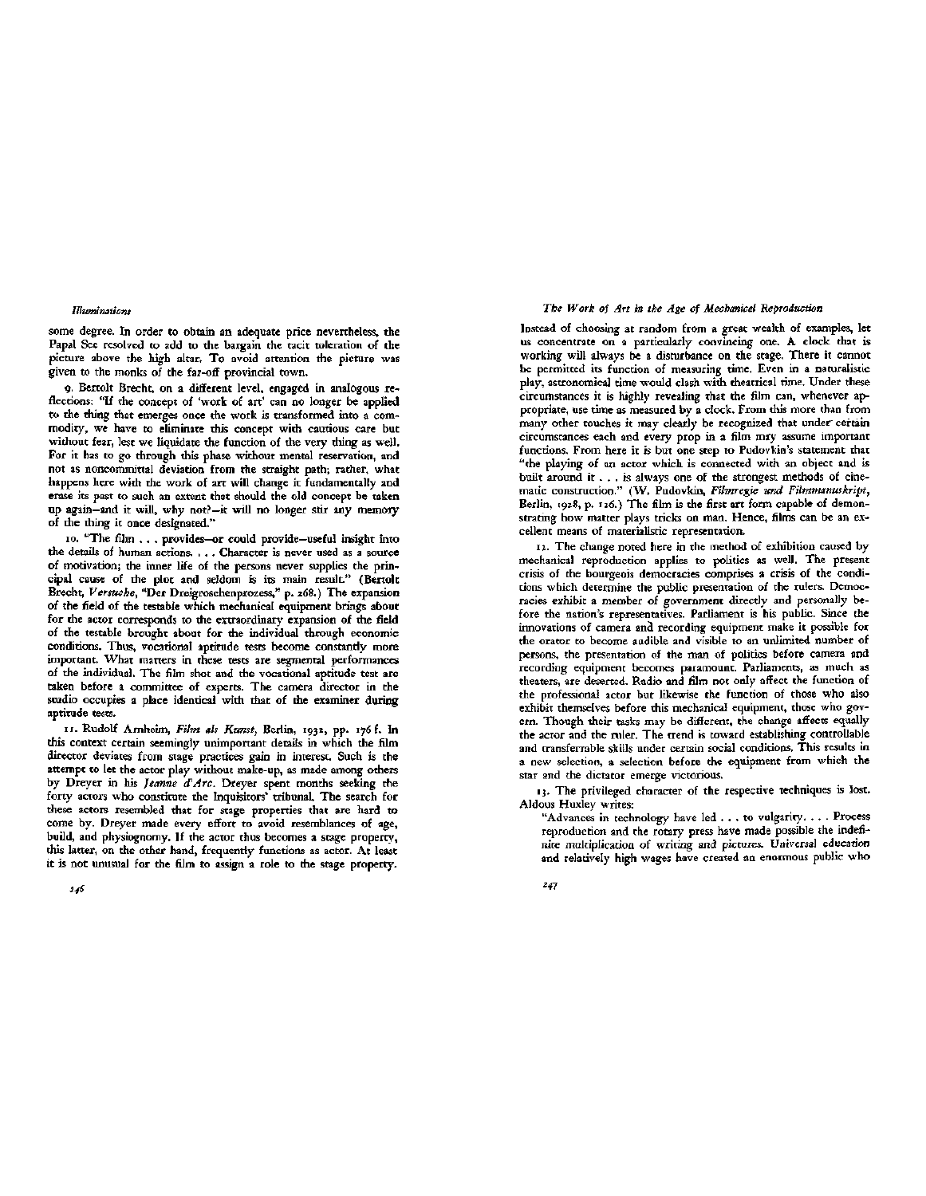some degree. In order to obtain an adequate price nevertheless, the Papal See resolved to add to the bargain the tacit toleration of the picture above the high altar. To avoid attention the picture was given to the monks of the far-off provincial town.

9. Bertolt Brecht, on a different level, engaged in analogous reflections: "If the concept of 'work of art' can no longer be applied to the thing that emerges once the work is transformed into a commodity, we have to eliminate this concept with cautious care but without fear, lest we liquidate the function of the very thing as well. For it has to go through this phase without mental reservation, and not as noncommittal deviation from the straight path; rather, what happens here with the work of art will change it fundamentally and erase its past to such an extent that should the old concept be taken up again—and it will, why not?—it will no longer stir any memory of the thing it once designated."

10. "The film . . . provides—or could provide—useful insight into the details of human actions. . . . Character is never used as a source of motivation; the inner life of the persons never supplies the principal cause of the plot and seldom is its main result." (Bertolt Brecht, *Versuche*, "Der Dreigroschenprozess," p. 268.) The expansion of the field of the testable which mechanical equipment brings about for the actor corresponds to the extraordinary expansion of the field of the testable brought about for the individual through economic conditions. Thus, vocational aptitude tests become constantly more important. What matters in these tests are segmental performances of the individual. The film shot and the vocational aptitude test are taken before a committee of experts. The camera director in the studio occupies a place identical with that of the examiner during aptitude tests.

11. Rudolf Arnheim, *Film als Kunst*, Berlin, 1932, pp. 176 f. In this context certain seemingly unimportant details in which the film director deviates from stage practices gain in interest. Such is the attempt to let the actor play without make-up, as made among others by Dreyer in his *Jeanne d'Arc*. Dreyer spent months seeking the forty actors who constitute the Inquisitors' tribunal. The search for these actors resembled that for stage properties that are hard to come by. Dreyer made every effort to avoid resemblances of age, build, and physiognomy. If the actor thus becomes a stage property, this latter, on the other hand, frequently functions as actor. At least it is not unusual for the film to assign a role to the stage property. Instead of choosing at random from a great wealth of examples, let us concentrate on a particularly convincing one. A clock that is working will always be a disturbance on the stage. There it cannot be permitted its function of measuring time. Even in a naturalistic play, astronomical time would clash with theatrical time. Under these circumstances it is highly revealing that the film can, whenever appropriate, use time as measured by a clock. From this more than from many other touches it may clearly be recognized that under certain circumstances each and every prop in a film may assume important functions. From here it is but one step to Pudovkin's statement that "the playing of an actor which is connected with an object and is built around it . . . is always one of the strongest methods of cinematic construction." (W. Pudovkin, *Filmregie und Filmmanuskript*, Berlin, 1928, p. 126.) The film is the first art form capable of demonstrating how matter plays tricks on man. Hence, films can be an excellent means of materialistic representation.

12. The change noted here in the method of exhibition caused by mechanical reproduction applies to politics as well. The present crisis of the bourgeois democracies comprises a crisis of the conditions which determine the public presentation of the rulers. Democracies exhibit a member of government directly and personally before the nation's representatives. Parliament is his public. Since the innovations of camera and recording equipment make it possible for the orator to become audible and visible to an unlimited number of persons, the presentation of the man of politics before camera and recording equipment becomes paramount. Parliaments, as much as theaters, are deserted. Radio and film not only affect the function of the professional actor but likewise the function of those who also exhibit themselves before this mechanical equipment, those who govern. Though their tasks may be different, the change affects equally the actor and the ruler. The trend is toward establishing controllable and transferrable skills under certain social conditions. This results in a new selection, a selection before the equipment from which the star and the dictator emerge victorious.

13. The privileged character of the respective techniques is lost. Aldous Huxley writes:

"Advances in technology have led . . . to vulgarity. . . . Process reproduction and the rotary press have made possible the indefinite multiplication of writing and pictures. Universal education and relatively high wages have created an enormous public who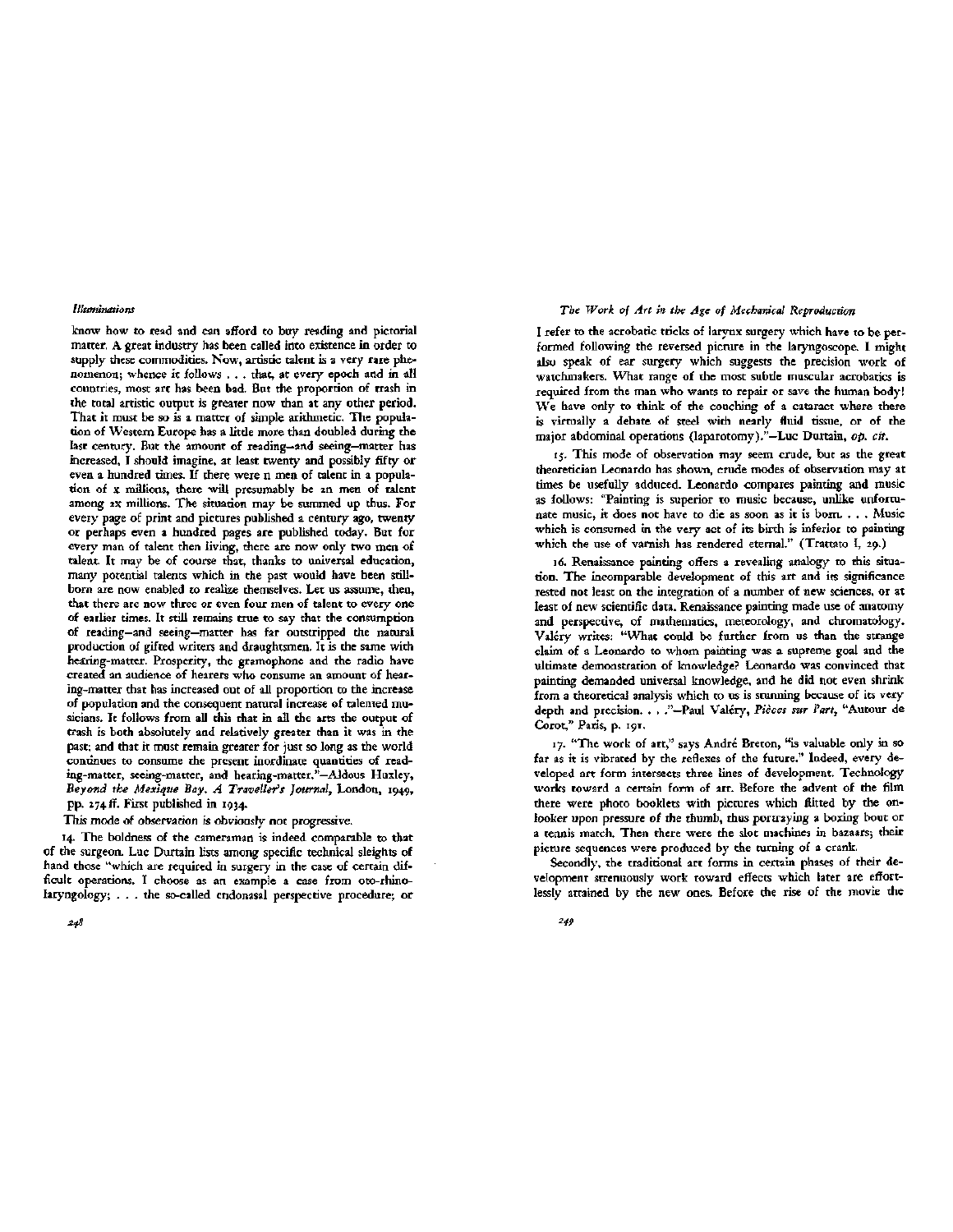know how to read and can afford to buy reading and pictorial matter. A great industry has been called into existence in order to supply these commodities. Now, artistic talent is a very rare phenomenon; whence it follows . . . that, at every epoch and in all countries, most art has been bad. But the proportion of trash in the total artistic output is greater now than at any other period. That it must be so is a matter of simple arithmetic. The population of Western Europe has a little more than doubled during the last century. But the amount of reading—and seeing—matter has increased, I should imagine, at least twenty and possibly fifty or even a hundred times. If there were n men of talent in a population of x millions, there will presumably be 2n men of talent among 2x millions. The situation may be summed up thus. For every page of print and pictures published a century ago, twenty or perhaps even a hundred pages are published today. But for every man of talent then living, there are now only two men of talent. It may be of course that, thanks to universal education, many potential talents which in the past would have been stillborn are now enabled to realize themselves. Let us assume, then, that there are now three or even four men of talent to every one of earlier times. It still remains true to say that the consumption of reading—and seeing—matter has far outstripped the natural production of gifted writers and draughtsmen. It is the same with hearing-matter. Prosperity, the gramophone and the radio have created an audience of hearers who consume an amount of hearing-matter that has increased out of all proportion to the increase of population and the consequent natural increase of talented musicians. It follows from all this that in all the arts the output of trash is both absolutely and relatively greater than it was in the past; and that it must remain greater for just so long as the world continues to consume the present inordinate quantities of reading-matter, seeing-matter, and hearing-matter."—Aldous Huxley, *Beyond the Mexique Bay. A Traveller's Journal*, London, 1949, pp. 274 ff. First published in 1934.

This mode of observation is obviously not progressive.

14. The boldness of the cameraman is indeed comparable to that of the surgeon. Luc Durtain lists among specific technical sleights of hand those "which are required in surgery in the case of certain difficult operations. I choose as an example a case from oto-rhino-laryngology; . . . the so-called endonasal perspective procedure; or I refer to the acrobatic tricks of larynx surgery which have to be performed following the reversed picture in the laryngoscope. I might also speak of ear surgery which suggests the precision work of watchmakers. What range of the most subtle muscular acrobatics is required from the man who wants to repair or save the human body! We have only to think of the couching of a cataract where there is virtually a debate of steel with nearly fluid tissue, or of the major abdominal operations (laparotomy)."—Luc Durtain, *op. cit.*

15. This mode of observation may seem crude, but as the great theoretician Leonardo has shown, crude modes of observation may at times be usefully adduced. Leonardo compares painting and music as follows: "Painting is superior to music because, unlike unfortunate music, it does not have to die as soon as it is born. . . . Music which is consumed in the very act of its birth is inferior to painting which the use of varnish has rendered eternal." (Trattato I, 29.)

16. Renaissance painting offers a revealing analogy to this situation. The incomparable development of this art and its significance rested not least on the integration of a number of new sciences, or at least of new scientific data. Renaissance painting made use of anatomy and perspective, of mathematics, meteorology, and chromatology. Valéry writes: "What could be further from us than the strange claim of a Leonardo to whom painting was a supreme goal and the ultimate demonstration of knowledge? Leonardo was convinced that painting demanded universal knowledge, and he did not even shrink from a theoretical analysis which to us is stunning because of its very depth and precision. . . ."—Paul Valéry, *Pièces sur l'art*, "Autour de Corot," Paris, p. 191.

17. "The work of art," says André Breton, "is valuable only in so far as it is vibrated by the reflexes of the future." Indeed, every developed art form intersects three lines of development. Technology works toward a certain form of art. Before the advent of the film there were photo booklets with pictures which flitted by the onlooker upon pressure of the thumb, thus portraying a boxing bout or a tennis match. Then there were the slot machines in bazaars; their picture sequences were produced by the turning of a crank.

Secondly, the traditional art forms in certain phases of their development strenuously work toward effects which later are effortlessly attained by the new ones. Before the rise of the movie the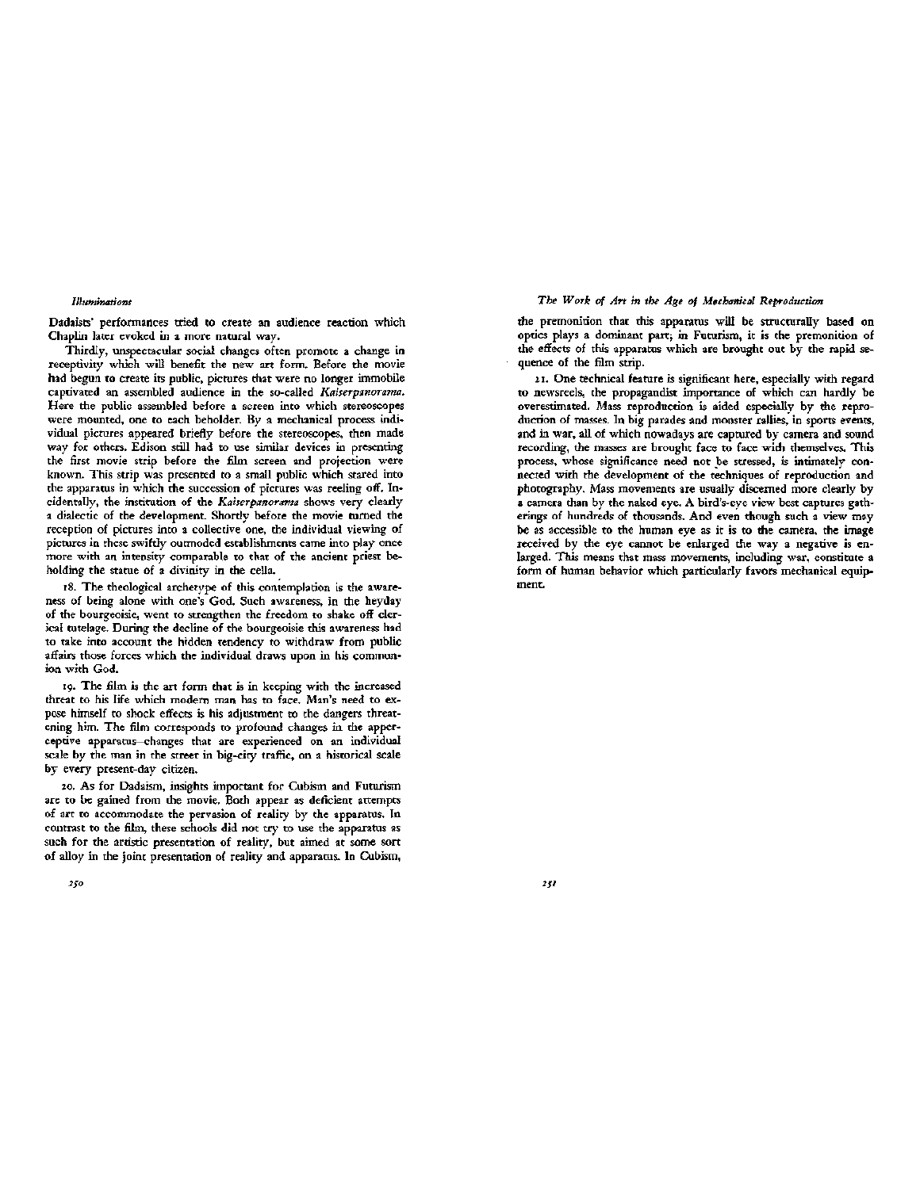Dadaists' performances tried to create an audience reaction which Chaplin later evoked in a more natural way.

Thirdly, unspectacular social changes often promote a change in receptivity which will benefit the new art form. Before the movie had begun to create its public, pictures that were no longer immobile captivated an assembled audience in the so-called *Kaiserpanorama*. Here the public assembled before a screen into which stereoscopes were mounted, one to each beholder. By a mechanical process individual pictures appeared briefly before the stereoscopes, then made way for others. Edison still had to use similar devices in presenting the first movie strip before the film screen and projection were known. This strip was presented to a small public which stared into the apparatus in which the succession of pictures was reeling off. Incidentally, the institution of the *Kaiserpanorama* shows very clearly a dialectic of the development. Shortly before the movie turned the reception of pictures into a collective one, the individual viewing of pictures in these swiftly outmoded establishments came into play once more with an intensity comparable to that of the ancient priest beholding the statue of a divinity in the cella.

18. The theological archetype of this contemplation is the awareness of being alone with one's God. Such awareness, in the heyday of the bourgeoisie, went to strengthen the freedom to shake off clerical tutelage. During the decline of the bourgeoisie this awareness had to take into account the hidden tendency to withdraw from public affairs those forces which the individual draws upon in his communion with God.

19. The film is the art form that is in keeping with the increased threat to his life which modern man has to face. Man's need to expose himself to shock effects is his adjustment to the dangers threatening him. The film corresponds to profound changes in the apperceptive apparatus—changes that are experienced on an individual scale by the man in the street in big-city traffic, on a historical scale by every present-day citizen.

20. As for Dadaism, insights important for Cubism and Futurism are to be gained from the movie. Both appear as deficient attempts of art to accommodate the pervasion of reality by the apparatus. In contrast to the film, these schools did not try to use the apparatus as such for the artistic presentation of reality, but aimed at some sort of alloy in the joint presentation of reality and apparatus. In Cubism, the premonition that this apparatus will be structurally based on optics plays a dominant part; in Futurism, it is the premonition of the effects of this apparatus which are brought out by the rapid sequence of the film strip.

21. One technical feature is significant here, especially with regard to newsreels, the propagandist importance of which can hardly be overestimated. Mass reproduction is aided especially by the reproduction of masses. In big parades and monster rallies, in sports events, and in war, all of which nowadays are captured by camera and sound recording, the masses are brought face to face with themselves. This process, whose significance need not be stressed, is intimately connected with the development of the techniques of reproduction and photography. Mass movements are usually discerned more clearly by a camera than by the naked eye. A bird's-eye view best captures gatherings of hundreds of thousands. And even though such a view may be as accessible to the human eye as it is to the camera, the image received by the eye cannot be enlarged the way a negative is enlarged. This means that mass movements, including war, constitute a form of human behavior which particularly favors mechanical equipment.